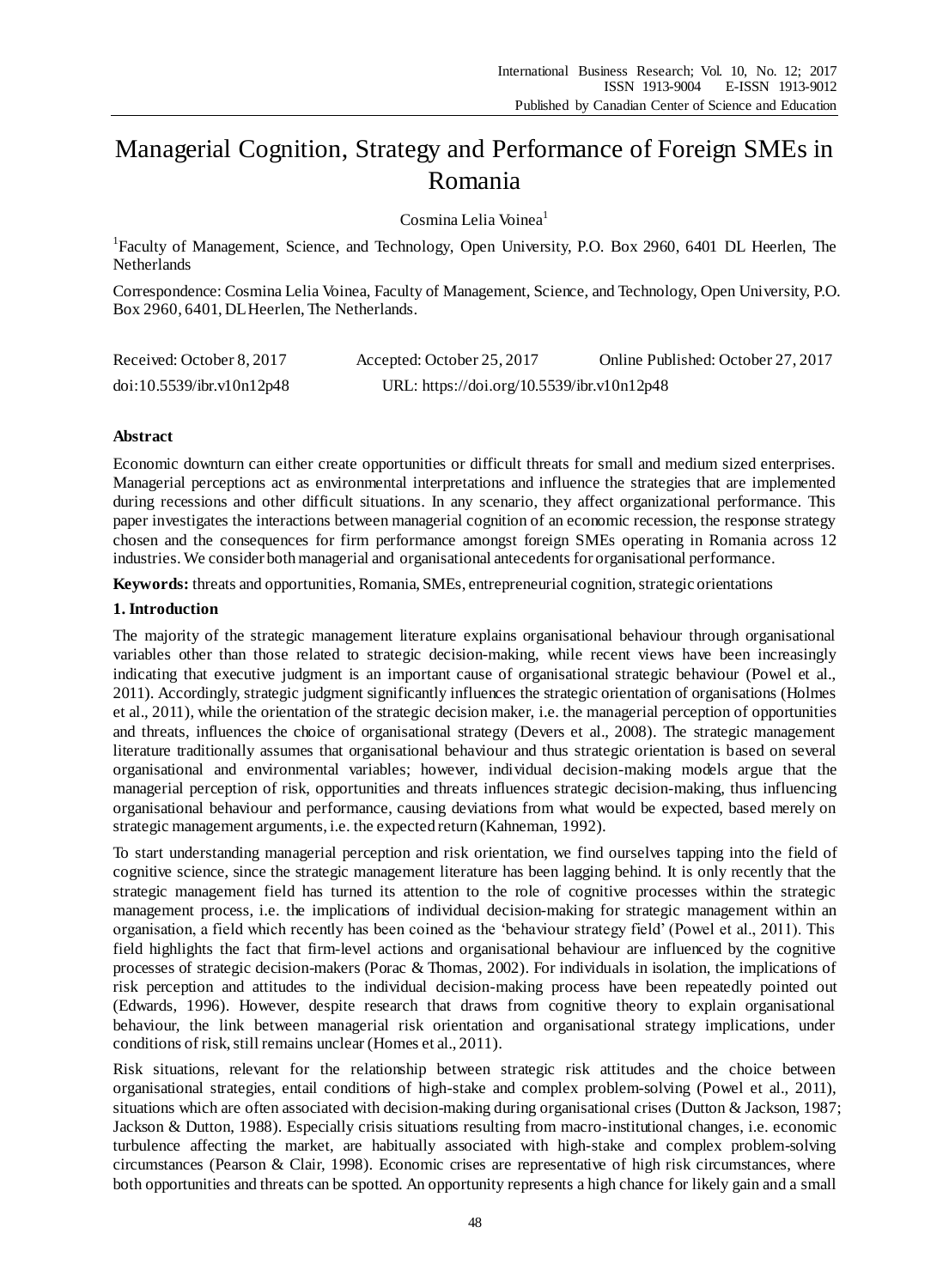# Managerial Cognition, Strategy and Performance of Foreign SMEs in Romania

Cosmina Lelia Voinea[1]

[1]Faculty of Management, Science, and Technology, Open University, P.O. Box 2960, 6401 DL Heerlen, The Netherlands

Correspondence: Cosmina Lelia Voinea, Faculty of Management, Science, and Technology, Open University, P.O. Box 2960, 6401, DL Heerlen, The Netherlands.

Received: October 8, 2017 Accepted: October 25, 2017 Online Published: October 27, 2017

doi:10.5539/ibr.v10n12p48 URL: https://doi.org/10.5539/ibr.v10n12p48

## Abstract

Economic downturn can either create opportunities or difficult threats for small and medium sized enterprises. Managerial perceptions act as environmental interpretations and influence the strategies that are implemented during recessions and other difficult situations. In any scenario, they affect organizational performance. This paper investigates the interactions between managerial cognition of an economic recession, the response strategy chosen and the consequences for firm performance amongst foreign SMEs operating in Romania across 12 industries. We consider both managerial and organisational antecedents for organisational performance.

**Keywords:** threats and opportunities, Romania, SMEs, entrepreneurial cognition, strategic orientations

## 1. Introduction

The majority of the strategic management literature explains organisational behaviour through organisational variables other than those related to strategic decision-making, while recent views have been increasingly indicating that executive judgment is an important cause of organisational strategic behaviour (Powel et al., 2011). Accordingly, strategic judgment significantly influences the strategic orientation of organisations (Holmes et al., 2011), while the orientation of the strategic decision maker, i.e. the managerial perception of opportunities and threats, influences the choice of organisational strategy (Devers et al., 2008). The strategic management literature traditionally assumes that organisational behaviour and thus strategic orientation is based on several organisational and environmental variables; however, individual decision-making models argue that the managerial perception of risk, opportunities and threats influences strategic decision-making, thus influencing organisational behaviour and performance, causing deviations from what would be expected, based merely on strategic management arguments, i.e. the expected return (Kahneman, 1992).

To start understanding managerial perception and risk orientation, we find ourselves tapping into the field of cognitive science, since the strategic management literature has been lagging behind. It is only recently that the strategic management field has turned its attention to the role of cognitive processes within the strategic management process, i.e. the implications of individual decision-making for strategic management within an organisation, a field which recently has been coined as the 'behaviour strategy field' (Powel et al., 2011). This field highlights the fact that firm-level actions and organisational behaviour are influenced by the cognitive processes of strategic decision-makers (Porac & Thomas, 2002). For individuals in isolation, the implications of risk perception and attitudes to the individual decision-making process have been repeatedly pointed out (Edwards, 1996). However, despite research that draws from cognitive theory to explain organisational behaviour, the link between managerial risk orientation and organisational strategy implications, under conditions of risk, still remains unclear (Homes et al., 2011).

Risk situations, relevant for the relationship between strategic risk attitudes and the choice between organisational strategies, entail conditions of high-stake and complex problem-solving (Powel et al., 2011), situations which are often associated with decision-making during organisational crises (Dutton & Jackson, 1987; Jackson & Dutton, 1988). Especially crisis situations resulting from macro-institutional changes, i.e. economic turbulence affecting the market, are habitually associated with high-stake and complex problem-solving circumstances (Pearson & Clair, 1998). Economic crises are representative of high risk circumstances, where both opportunities and threats can be spotted. An opportunity represents a high chance for likely gain and a small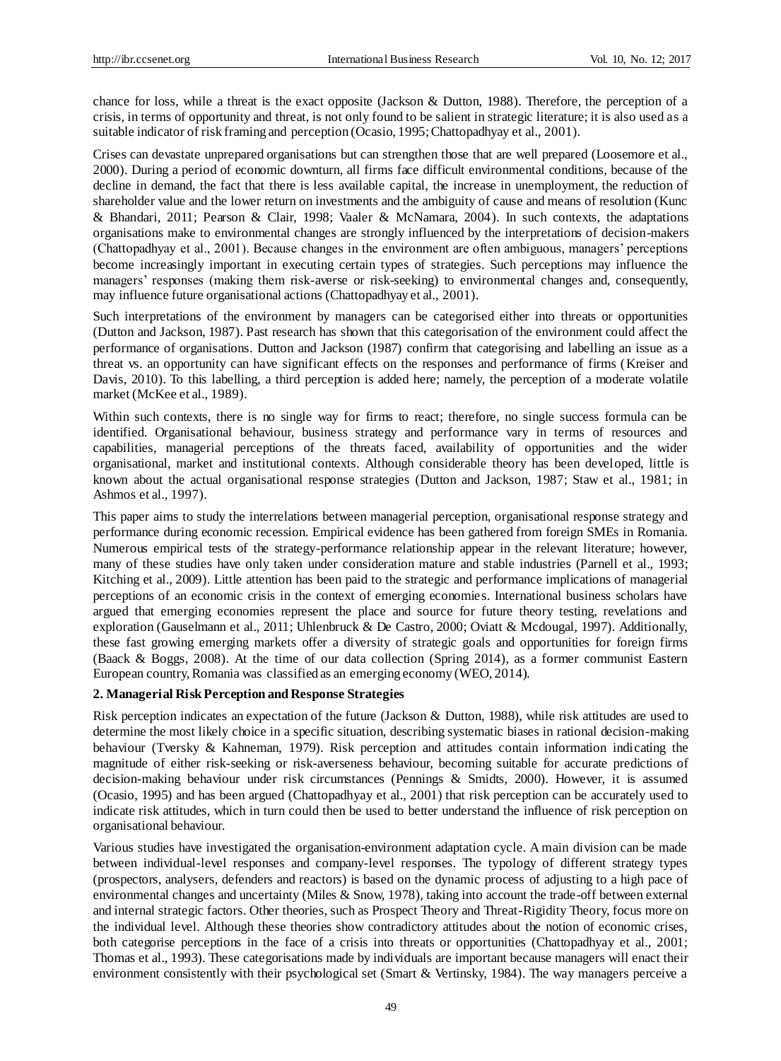chance for loss, while a threat is the exact opposite (Jackson & Dutton, 1988). Therefore, the perception of a crisis, in terms of opportunity and threat, is not only found to be salient in strategic literature; it is also used as a suitable indicator of risk framing and perception (Ocasio, 1995; Chattopadhyay et al., 2001).

Crises can devastate unprepared organisations but can strengthen those that are well prepared (Loosemore et al., 2000). During a period of economic downturn, all firms face difficult environmental conditions, because of the decline in demand, the fact that there is less available capital, the increase in unemployment, the reduction of shareholder value and the lower return on investments and the ambiguity of cause and means of resolution (Kunc & Bhandari, 2011; Pearson & Clair, 1998; Vaaler & McNamara, 2004). In such contexts, the adaptations organisations make to environmental changes are strongly influenced by the interpretations of decision-makers (Chattopadhyay et al., 2001). Because changes in the environment are often ambiguous, managers' perceptions become increasingly important in executing certain types of strategies. Such perceptions may influence the managers' responses (making them risk-averse or risk-seeking) to environmental changes and, consequently, may influence future organisational actions (Chattopadhyay et al., 2001).

Such interpretations of the environment by managers can be categorised either into threats or opportunities (Dutton and Jackson, 1987). Past research has shown that this categorisation of the environment could affect the performance of organisations. Dutton and Jackson (1987) confirm that categorising and labelling an issue as a threat vs. an opportunity can have significant effects on the responses and performance of firms (Kreiser and Davis, 2010). To this labelling, a third perception is added here; namely, the perception of a moderate volatile market (McKee et al., 1989).

Within such contexts, there is no single way for firms to react; therefore, no single success formula can be identified. Organisational behaviour, business strategy and performance vary in terms of resources and capabilities, managerial perceptions of the threats faced, availability of opportunities and the wider organisational, market and institutional contexts. Although considerable theory has been developed, little is known about the actual organisational response strategies (Dutton and Jackson, 1987; Staw et al., 1981; in Ashmos et al., 1997).

This paper aims to study the interrelations between managerial perception, organisational response strategy and performance during economic recession. Empirical evidence has been gathered from foreign SMEs in Romania. Numerous empirical tests of the strategy-performance relationship appear in the relevant literature; however, many of these studies have only taken under consideration mature and stable industries (Parnell et al., 1993; Kitching et al., 2009). Little attention has been paid to the strategic and performance implications of managerial perceptions of an economic crisis in the context of emerging economies. International business scholars have argued that emerging economies represent the place and source for future theory testing, revelations and exploration (Gauselmann et al., 2011; Uhlenbruck & De Castro, 2000; Oviatt & Mcdougal, 1997). Additionally, these fast growing emerging markets offer a diversity of strategic goals and opportunities for foreign firms (Baack & Boggs, 2008). At the time of our data collection (Spring 2014), as a former communist Eastern European country, Romania was classified as an emerging economy (WEO, 2014).

## 2. Managerial Risk Perception and Response Strategies

Risk perception indicates an expectation of the future (Jackson & Dutton, 1988), while risk attitudes are used to determine the most likely choice in a specific situation, describing systematic biases in rational decision-making behaviour (Tversky & Kahneman, 1979). Risk perception and attitudes contain information indicating the magnitude of either risk-seeking or risk-averseness behaviour, becoming suitable for accurate predictions of decision-making behaviour under risk circumstances (Pennings & Smidts, 2000). However, it is assumed (Ocasio, 1995) and has been argued (Chattopadhyay et al., 2001) that risk perception can be accurately used to indicate risk attitudes, which in turn could then be used to better understand the influence of risk perception on organisational behaviour.

Various studies have investigated the organisation-environment adaptation cycle. A main division can be made between individual-level responses and company-level responses. The typology of different strategy types (prospectors, analysers, defenders and reactors) is based on the dynamic process of adjusting to a high pace of environmental changes and uncertainty (Miles & Snow, 1978), taking into account the trade-off between external and internal strategic factors. Other theories, such as Prospect Theory and Threat-Rigidity Theory, focus more on the individual level. Although these theories show contradictory attitudes about the notion of economic crises, both categorise perceptions in the face of a crisis into threats or opportunities (Chattopadhyay et al., 2001; Thomas et al., 1993). These categorisations made by individuals are important because managers will enact their environment consistently with their psychological set (Smart & Vertinsky, 1984). The way managers perceive a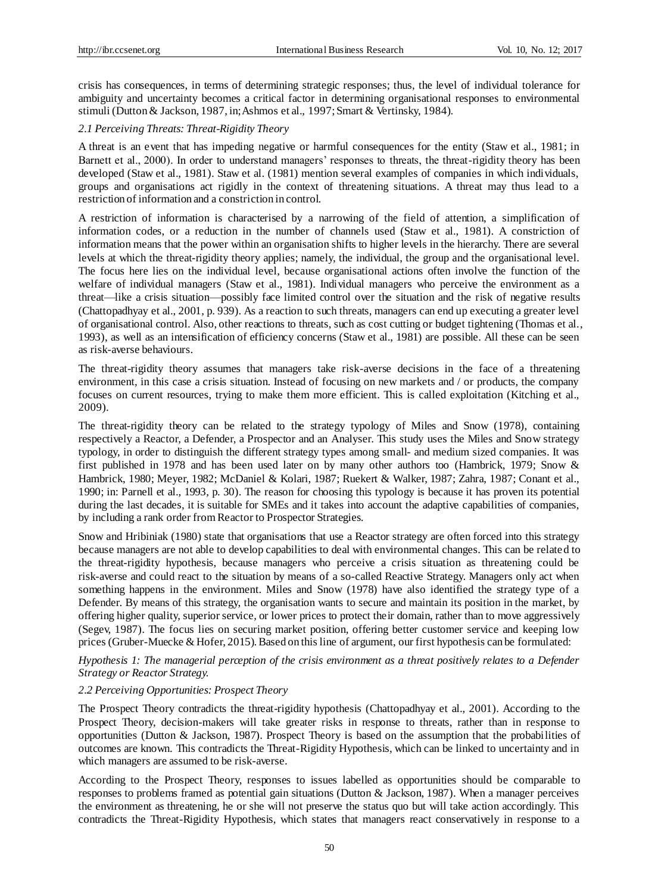crisis has consequences, in terms of determining strategic responses; thus, the level of individual tolerance for ambiguity and uncertainty becomes a critical factor in determining organisational responses to environmental stimuli (Dutton & Jackson, 1987, in; Ashmos et al., 1997; Smart & Vertinsky, 1984).

### *2.1 Perceiving Threats: Threat-Rigidity Theory*

A threat is an event that has impeding negative or harmful consequences for the entity (Staw et al., 1981; in Barnett et al., 2000). In order to understand managers' responses to threats, the threat-rigidity theory has been developed (Staw et al., 1981). Staw et al. (1981) mention several examples of companies in which individuals, groups and organisations act rigidly in the context of threatening situations. A threat may thus lead to a restriction of information and a constriction in control.

A restriction of information is characterised by a narrowing of the field of attention, a simplification of information codes, or a reduction in the number of channels used (Staw et al., 1981). A constriction of information means that the power within an organisation shifts to higher levels in the hierarchy. There are several levels at which the threat-rigidity theory applies; namely, the individual, the group and the organisational level. The focus here lies on the individual level, because organisational actions often involve the function of the welfare of individual managers (Staw et al., 1981). Individual managers who perceive the environment as a threat—like a crisis situation—possibly face limited control over the situation and the risk of negative results (Chattopadhyay et al., 2001, p. 939). As a reaction to such threats, managers can end up executing a greater level of organisational control. Also, other reactions to threats, such as cost cutting or budget tightening (Thomas et al., 1993), as well as an intensification of efficiency concerns (Staw et al., 1981) are possible. All these can be seen as risk-averse behaviours.

The threat-rigidity theory assumes that managers take risk-averse decisions in the face of a threatening environment, in this case a crisis situation. Instead of focusing on new markets and / or products, the company focuses on current resources, trying to make them more efficient. This is called exploitation (Kitching et al., 2009).

The threat-rigidity theory can be related to the strategy typology of Miles and Snow (1978), containing respectively a Reactor, a Defender, a Prospector and an Analyser. This study uses the Miles and Snow strategy typology, in order to distinguish the different strategy types among small- and medium sized companies. It was first published in 1978 and has been used later on by many other authors too (Hambrick, 1979; Snow & Hambrick, 1980; Meyer, 1982; McDaniel & Kolari, 1987; Ruekert & Walker, 1987; Zahra, 1987; Conant et al., 1990; in: Parnell et al., 1993, p. 30). The reason for choosing this typology is because it has proven its potential during the last decades, it is suitable for SMEs and it takes into account the adaptive capabilities of companies, by including a rank order from Reactor to Prospector Strategies.

Snow and Hribiniak (1980) state that organisations that use a Reactor strategy are often forced into this strategy because managers are not able to develop capabilities to deal with environmental changes. This can be related to the threat-rigidity hypothesis, because managers who perceive a crisis situation as threatening could be risk-averse and could react to the situation by means of a so-called Reactive Strategy. Managers only act when something happens in the environment. Miles and Snow (1978) have also identified the strategy type of a Defender. By means of this strategy, the organisation wants to secure and maintain its position in the market, by offering higher quality, superior service, or lower prices to protect their domain, rather than to move aggressively (Segev, 1987). The focus lies on securing market position, offering better customer service and keeping low prices (Gruber-Muecke & Hofer, 2015). Based on this line of argument, our first hypothesis can be formulated:

*Hypothesis 1: The managerial perception of the crisis environment as a threat positively relates to a Defender Strategy or Reactor Strategy.*

### *2.2 Perceiving Opportunities: Prospect Theory*

The Prospect Theory contradicts the threat-rigidity hypothesis (Chattopadhyay et al., 2001). According to the Prospect Theory, decision-makers will take greater risks in response to threats, rather than in response to opportunities (Dutton & Jackson, 1987). Prospect Theory is based on the assumption that the probabilities of outcomes are known. This contradicts the Threat-Rigidity Hypothesis, which can be linked to uncertainty and in which managers are assumed to be risk-averse.

According to the Prospect Theory, responses to issues labelled as opportunities should be comparable to responses to problems framed as potential gain situations (Dutton & Jackson, 1987). When a manager perceives the environment as threatening, he or she will not preserve the status quo but will take action accordingly. This contradicts the Threat-Rigidity Hypothesis, which states that managers react conservatively in response to a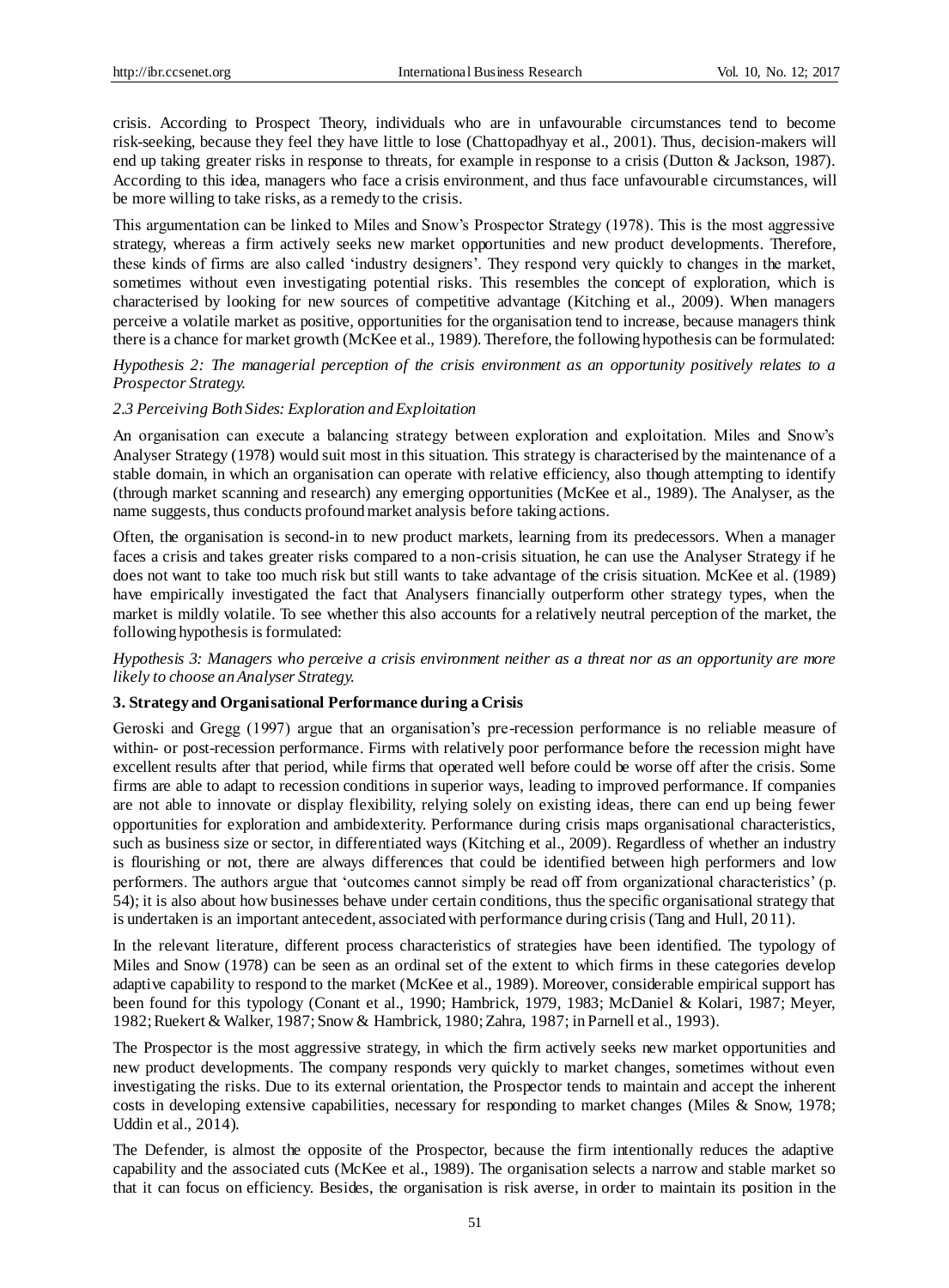crisis. According to Prospect Theory, individuals who are in unfavourable circumstances tend to become risk-seeking, because they feel they have little to lose (Chattopadhyay et al., 2001). Thus, decision-makers will end up taking greater risks in response to threats, for example in response to a crisis (Dutton & Jackson, 1987). According to this idea, managers who face a crisis environment, and thus face unfavourable circumstances, will be more willing to take risks, as a remedy to the crisis.

This argumentation can be linked to Miles and Snow's Prospector Strategy (1978). This is the most aggressive strategy, whereas a firm actively seeks new market opportunities and new product developments. Therefore, these kinds of firms are also called 'industry designers'. They respond very quickly to changes in the market, sometimes without even investigating potential risks. This resembles the concept of exploration, which is characterised by looking for new sources of competitive advantage (Kitching et al., 2009). When managers perceive a volatile market as positive, opportunities for the organisation tend to increase, because managers think there is a chance for market growth (McKee et al., 1989). Therefore, the following hypothesis can be formulated:

*Hypothesis 2: The managerial perception of the crisis environment as an opportunity positively relates to a Prospector Strategy.*

### *2.3 Perceiving Both Sides: Exploration and Exploitation*

An organisation can execute a balancing strategy between exploration and exploitation. Miles and Snow's Analyser Strategy (1978) would suit most in this situation. This strategy is characterised by the maintenance of a stable domain, in which an organisation can operate with relative efficiency, also though attempting to identify (through market scanning and research) any emerging opportunities (McKee et al., 1989). The Analyser, as the name suggests, thus conducts profound market analysis before taking actions.

Often, the organisation is second-in to new product markets, learning from its predecessors. When a manager faces a crisis and takes greater risks compared to a non-crisis situation, he can use the Analyser Strategy if he does not want to take too much risk but still wants to take advantage of the crisis situation. McKee et al. (1989) have empirically investigated the fact that Analysers financially outperform other strategy types, when the market is mildly volatile. To see whether this also accounts for a relatively neutral perception of the market, the following hypothesis is formulated:

*Hypothesis 3: Managers who perceive a crisis environment neither as a threat nor as an opportunity are more likely to choose an Analyser Strategy.*

## 3. Strategy and Organisational Performance during a Crisis

Geroski and Gregg (1997) argue that an organisation's pre-recession performance is no reliable measure of within- or post-recession performance. Firms with relatively poor performance before the recession might have excellent results after that period, while firms that operated well before could be worse off after the crisis. Some firms are able to adapt to recession conditions in superior ways, leading to improved performance. If companies are not able to innovate or display flexibility, relying solely on existing ideas, there can end up being fewer opportunities for exploration and ambidexterity. Performance during crisis maps organisational characteristics, such as business size or sector, in differentiated ways (Kitching et al., 2009). Regardless of whether an industry is flourishing or not, there are always differences that could be identified between high performers and low performers. The authors argue that 'outcomes cannot simply be read off from organizational characteristics' (p. 54); it is also about how businesses behave under certain conditions, thus the specific organisational strategy that is undertaken is an important antecedent, associated with performance during crisis (Tang and Hull, 2011).

In the relevant literature, different process characteristics of strategies have been identified. The typology of Miles and Snow (1978) can be seen as an ordinal set of the extent to which firms in these categories develop adaptive capability to respond to the market (McKee et al., 1989). Moreover, considerable empirical support has been found for this typology (Conant et al., 1990; Hambrick, 1979, 1983; McDaniel & Kolari, 1987; Meyer, 1982; Ruekert & Walker, 1987; Snow & Hambrick, 1980; Zahra, 1987; in Parnell et al., 1993).

The Prospector is the most aggressive strategy, in which the firm actively seeks new market opportunities and new product developments. The company responds very quickly to market changes, sometimes without even investigating the risks. Due to its external orientation, the Prospector tends to maintain and accept the inherent costs in developing extensive capabilities, necessary for responding to market changes (Miles & Snow, 1978; Uddin et al., 2014).

The Defender, is almost the opposite of the Prospector, because the firm intentionally reduces the adaptive capability and the associated cuts (McKee et al., 1989). The organisation selects a narrow and stable market so that it can focus on efficiency. Besides, the organisation is risk averse, in order to maintain its position in the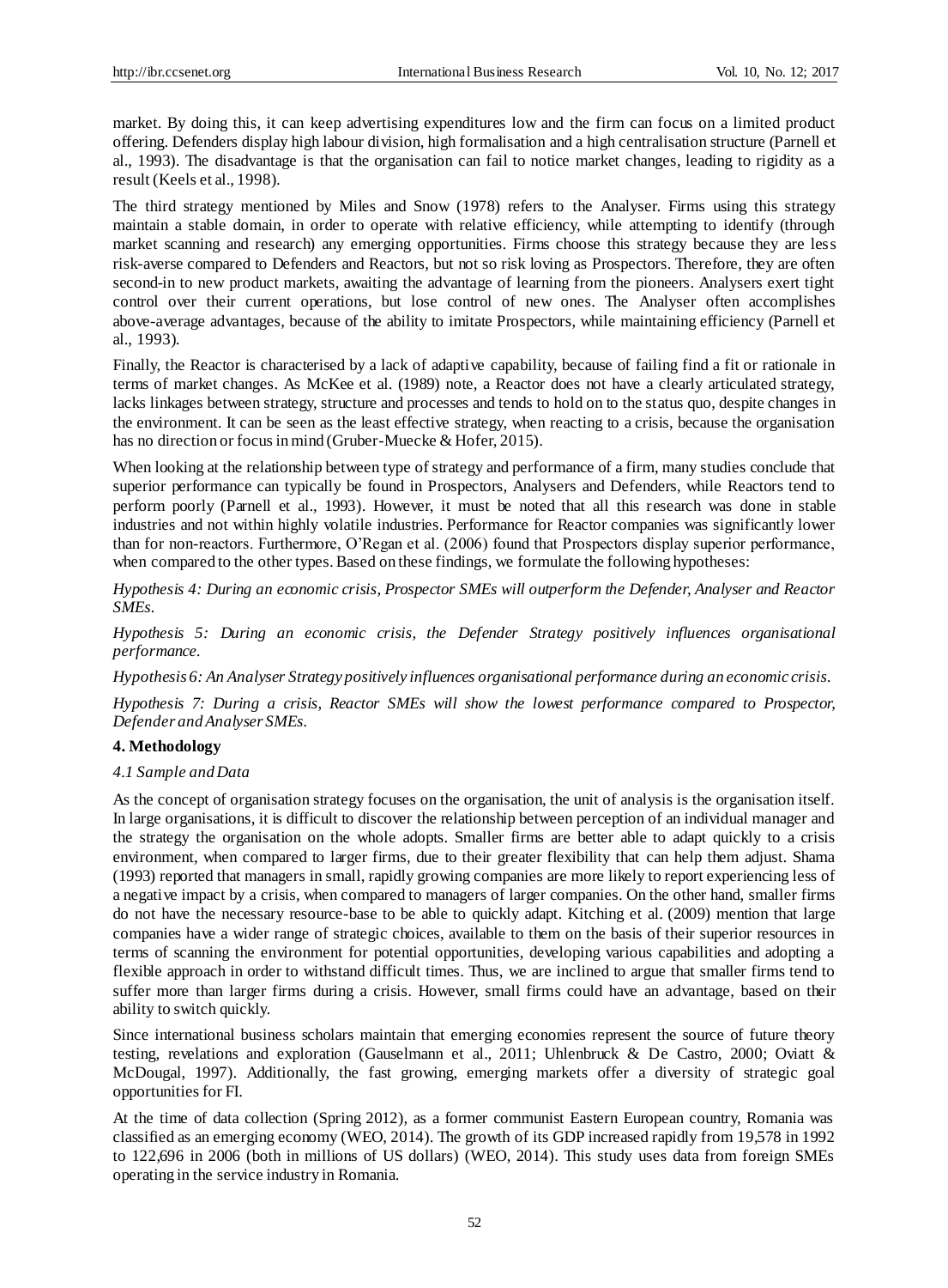market. By doing this, it can keep advertising expenditures low and the firm can focus on a limited product offering. Defenders display high labour division, high formalisation and a high centralisation structure (Parnell et al., 1993). The disadvantage is that the organisation can fail to notice market changes, leading to rigidity as a result (Keels et al., 1998).

The third strategy mentioned by Miles and Snow (1978) refers to the Analyser. Firms using this strategy maintain a stable domain, in order to operate with relative efficiency, while attempting to identify (through market scanning and research) any emerging opportunities. Firms choose this strategy because they are less risk-averse compared to Defenders and Reactors, but not so risk loving as Prospectors. Therefore, they are often second-in to new product markets, awaiting the advantage of learning from the pioneers. Analysers exert tight control over their current operations, but lose control of new ones. The Analyser often accomplishes above-average advantages, because of the ability to imitate Prospectors, while maintaining efficiency (Parnell et al., 1993).

Finally, the Reactor is characterised by a lack of adaptive capability, because of failing find a fit or rationale in terms of market changes. As McKee et al. (1989) note, a Reactor does not have a clearly articulated strategy, lacks linkages between strategy, structure and processes and tends to hold on to the status quo, despite changes in the environment. It can be seen as the least effective strategy, when reacting to a crisis, because the organisation has no direction or focus in mind (Gruber-Muecke & Hofer, 2015).

When looking at the relationship between type of strategy and performance of a firm, many studies conclude that superior performance can typically be found in Prospectors, Analysers and Defenders, while Reactors tend to perform poorly (Parnell et al., 1993). However, it must be noted that all this research was done in stable industries and not within highly volatile industries. Performance for Reactor companies was significantly lower than for non-reactors. Furthermore, O'Regan et al. (2006) found that Prospectors display superior performance, when compared to the other types. Based on these findings, we formulate the following hypotheses:

*Hypothesis 4: During an economic crisis, Prospector SMEs will outperform the Defender, Analyser and Reactor SMEs.*

*Hypothesis 5: During an economic crisis, the Defender Strategy positively influences organisational performance.*

*Hypothesis 6: An Analyser Strategy positively influences organisational performance during an economic crisis.*

*Hypothesis 7: During a crisis, Reactor SMEs will show the lowest performance compared to Prospector, Defender and Analyser SMEs.*

## 4. Methodology

### *4.1 Sample and Data*

As the concept of organisation strategy focuses on the organisation, the unit of analysis is the organisation itself. In large organisations, it is difficult to discover the relationship between perception of an individual manager and the strategy the organisation on the whole adopts. Smaller firms are better able to adapt quickly to a crisis environment, when compared to larger firms, due to their greater flexibility that can help them adjust. Shama (1993) reported that managers in small, rapidly growing companies are more likely to report experiencing less of a negative impact by a crisis, when compared to managers of larger companies. On the other hand, smaller firms do not have the necessary resource-base to be able to quickly adapt. Kitching et al. (2009) mention that large companies have a wider range of strategic choices, available to them on the basis of their superior resources in terms of scanning the environment for potential opportunities, developing various capabilities and adopting a flexible approach in order to withstand difficult times. Thus, we are inclined to argue that smaller firms tend to suffer more than larger firms during a crisis. However, small firms could have an advantage, based on their ability to switch quickly.

Since international business scholars maintain that emerging economies represent the source of future theory testing, revelations and exploration (Gauselmann et al., 2011; Uhlenbruck & De Castro, 2000; Oviatt & McDougal, 1997). Additionally, the fast growing, emerging markets offer a diversity of strategic goal opportunities for FI.

At the time of data collection (Spring 2012), as a former communist Eastern European country, Romania was classified as an emerging economy (WEO, 2014). The growth of its GDP increased rapidly from 19,578 in 1992 to 122,696 in 2006 (both in millions of US dollars) (WEO, 2014). This study uses data from foreign SMEs operating in the service industry in Romania.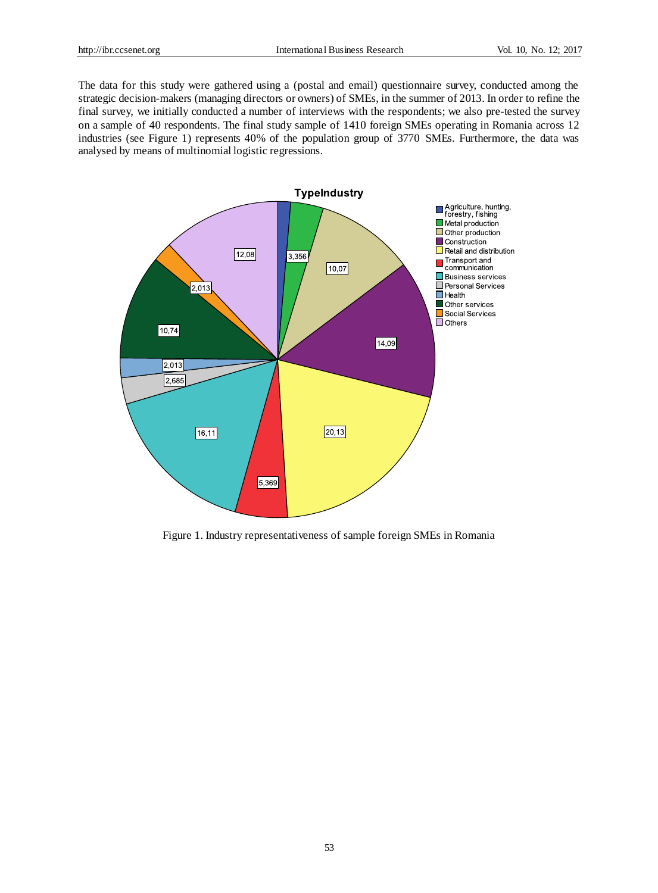The data for this study were gathered using a (postal and email) questionnaire survey, conducted among the strategic decision-makers (managing directors or owners) of SMEs, in the summer of 2013. In order to refine the final survey, we initially conducted a number of interviews with the respondents; we also pre-tested the survey on a sample of 40 respondents. The final study sample of 1410 foreign SMEs operating in Romania across 12 industries (see Figure 1) represents 40% of the population group of 3770 SMEs. Furthermore, the data was analysed by means of multinomial logistic regressions.

Figure 1. Industry representativeness of sample foreign SMEs in Romania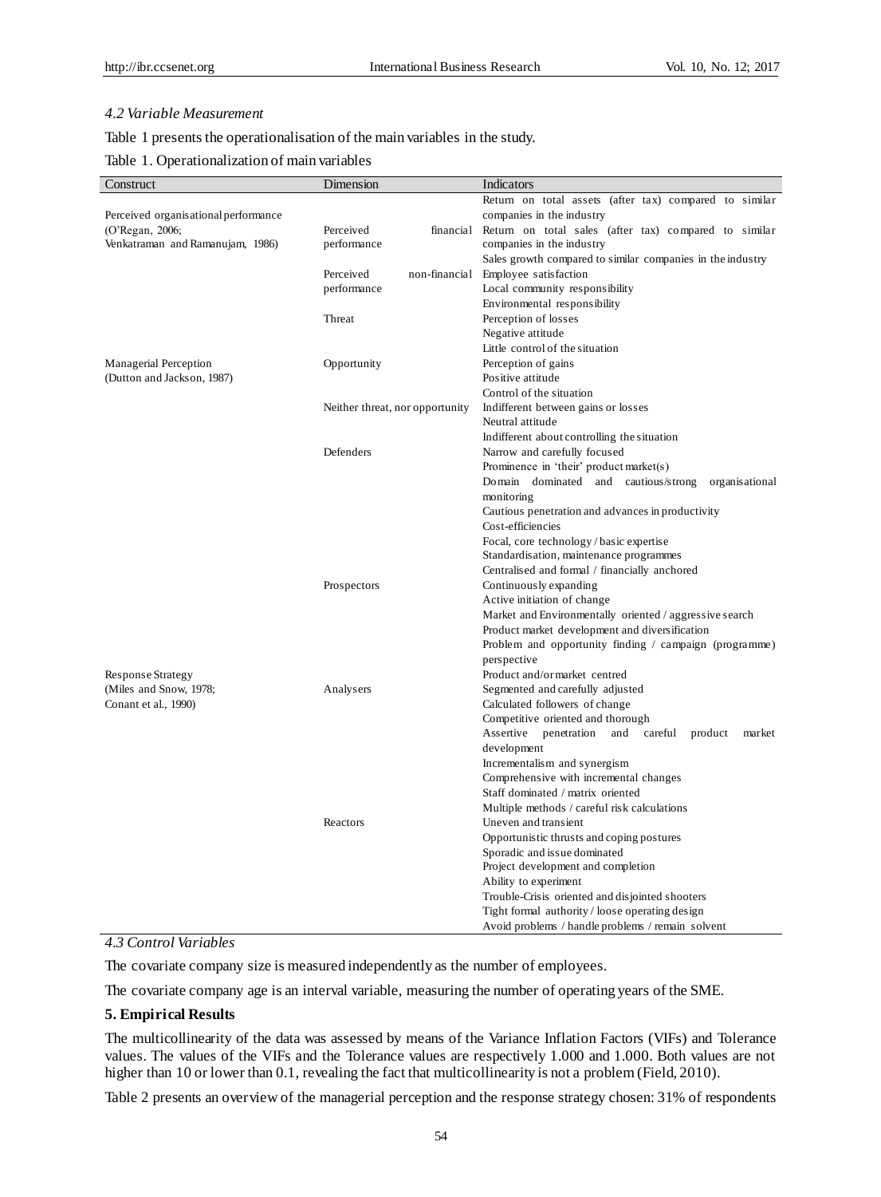### 4.2 Variable Measurement

Table 1 presents the operationalisation of the main variables in the study.

Table 1. Operationalization of main variables

| Construct | Dimension | Indicators |
|---|---|---|
| Perceived organisational performance (O'Regan, 2006; Venkatraman and Ramanujam, 1986) | Perceived financial performance | Return on total assets (after tax) compared to similar companies in the industry |
| | | Return on total sales (after tax) compared to similar companies in the industry |
| | | Sales growth compared to similar companies in the industry |
| | Perceived non-financial performance | Employee satisfaction |
| | | Local community responsibility |
| | | Environmental responsibility |
| Managerial Perception (Dutton and Jackson, 1987) | Threat | Perception of losses |
| | | Negative attitude |
| | | Little control of the situation |
| | Opportunity | Perception of gains |
| | | Positive attitude |
| | | Control of the situation |
| | Neither threat, nor opportunity | Indifferent between gains or losses |
| | | Neutral attitude |
| | | Indifferent about controlling the situation |
| Response Strategy (Miles and Snow, 1978; Conant et al., 1990) | Defenders | Narrow and carefully focused |
| | | Prominence in 'their' product market(s) |
| | | Domain dominated and cautious/strong organisational monitoring |
| | | Cautious penetration and advances in productivity |
| | | Cost-efficiencies |
| | | Focal, core technology / basic expertise |
| | | Standardisation, maintenance programmes |
| | | Centralised and formal / financially anchored |
| | Prospectors | Continuously expanding |
| | | Active initiation of change |
| | | Market and Environmentally oriented / aggressive search |
| | | Product market development and diversification |
| | | Problem and opportunity finding / campaign (programme) perspective |
| | | Product and/or market centred |
| | Analysers | Segmented and carefully adjusted |
| | | Calculated followers of change |
| | | Competitive oriented and thorough |
| | | Assertive penetration and careful product market development |
| | | Incrementalism and synergism |
| | | Comprehensive with incremental changes |
| | | Staff dominated / matrix oriented |
| | | Multiple methods / careful risk calculations |
| | Reactors | Uneven and transient |
| | | Opportunistic thrusts and coping postures |
| | | Sporadic and issue dominated |
| | | Project development and completion |
| | | Ability to experiment |
| | | Trouble-Crisis oriented and disjointed shooters |
| | | Tight formal authority / loose operating design |
| | | Avoid problems / handle problems / remain solvent |

### 4.3 Control Variables

The covariate company size is measured independently as the number of employees.

The covariate company age is an interval variable, measuring the number of operating years of the SME.

## 5. Empirical Results

The multicollinearity of the data was assessed by means of the Variance Inflation Factors (VIFs) and Tolerance values. The values of the VIFs and the Tolerance values are respectively 1.000 and 1.000. Both values are not higher than 10 or lower than 0.1, revealing the fact that multicollinearity is not a problem (Field, 2010).

Table 2 presents an overview of the managerial perception and the response strategy chosen: 31% of respondents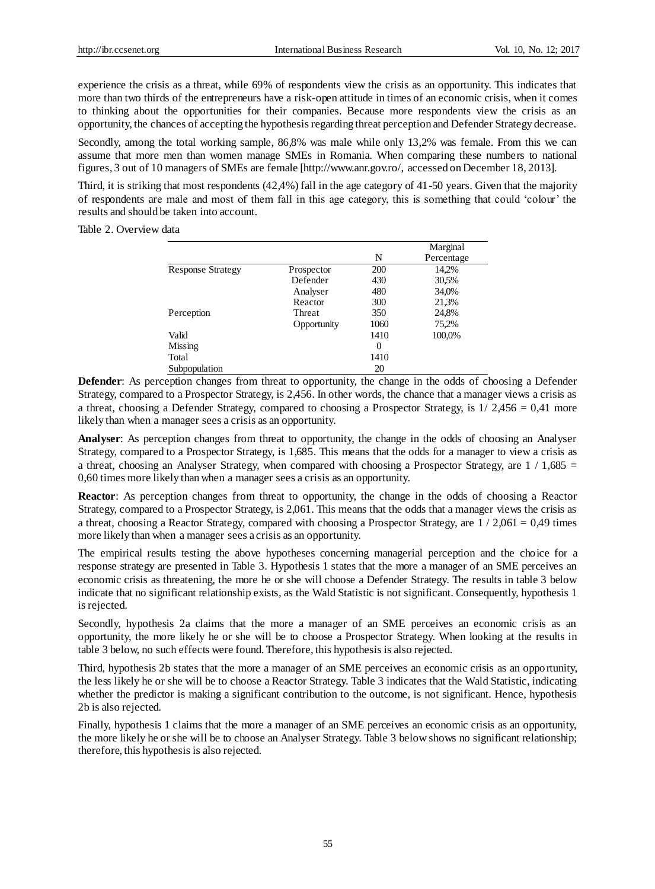experience the crisis as a threat, while 69% of respondents view the crisis as an opportunity. This indicates that more than two thirds of the entrepreneurs have a risk-open attitude in times of an economic crisis, when it comes to thinking about the opportunities for their companies. Because more respondents view the crisis as an opportunity, the chances of accepting the hypothesis regarding threat perception and Defender Strategy decrease.

Secondly, among the total working sample, 86,8% was male while only 13,2% was female. From this we can assume that more men than women manage SMEs in Romania. When comparing these numbers to national figures, 3 out of 10 managers of SMEs are female [http://www.anr.gov.ro/, accessed on December 18, 2013].

Third, it is striking that most respondents (42,4%) fall in the age category of 41-50 years. Given that the majority of respondents are male and most of them fall in this age category, this is something that could 'colour' the results and should be taken into account.

Table 2. Overview data

| | | N | Marginal Percentage |
|---|---|---|---|
| Response Strategy | Prospector | 200 | 14,2% |
| | Defender | 430 | 30,5% |
| | Analyser | 480 | 34,0% |
| | Reactor | 300 | 21,3% |
| Perception | Threat | 350 | 24,8% |
| | Opportunity | 1060 | 75,2% |
| Valid | | 1410 | 100,0% |
| Missing | | 0 | |
| Total | | 1410 | |
| Subpopulation | | 20 | |

**Defender**: As perception changes from threat to opportunity, the change in the odds of choosing a Defender Strategy, compared to a Prospector Strategy, is 2,456. In other words, the chance that a manager views a crisis as a threat, choosing a Defender Strategy, compared to choosing a Prospector Strategy, is 1/ 2,456 = 0,41 more likely than when a manager sees a crisis as an opportunity.

**Analyser**: As perception changes from threat to opportunity, the change in the odds of choosing an Analyser Strategy, compared to a Prospector Strategy, is 1,685. This means that the odds for a manager to view a crisis as a threat, choosing an Analyser Strategy, when compared with choosing a Prospector Strategy, are 1 / 1,685 = 0,60 times more likely than when a manager sees a crisis as an opportunity.

**Reactor**: As perception changes from threat to opportunity, the change in the odds of choosing a Reactor Strategy, compared to a Prospector Strategy, is 2,061. This means that the odds that a manager views the crisis as a threat, choosing a Reactor Strategy, compared with choosing a Prospector Strategy, are 1 / 2,061 = 0,49 times more likely than when a manager sees a crisis as an opportunity.

The empirical results testing the above hypotheses concerning managerial perception and the choice for a response strategy are presented in Table 3. Hypothesis 1 states that the more a manager of an SME perceives an economic crisis as threatening, the more he or she will choose a Defender Strategy. The results in table 3 below indicate that no significant relationship exists, as the Wald Statistic is not significant. Consequently, hypothesis 1 is rejected.

Secondly, hypothesis 2a claims that the more a manager of an SME perceives an economic crisis as an opportunity, the more likely he or she will be to choose a Prospector Strategy. When looking at the results in table 3 below, no such effects were found. Therefore, this hypothesis is also rejected.

Third, hypothesis 2b states that the more a manager of an SME perceives an economic crisis as an opportunity, the less likely he or she will be to choose a Reactor Strategy. Table 3 indicates that the Wald Statistic, indicating whether the predictor is making a significant contribution to the outcome, is not significant. Hence, hypothesis 2b is also rejected.

Finally, hypothesis 1 claims that the more a manager of an SME perceives an economic crisis as an opportunity, the more likely he or she will be to choose an Analyser Strategy. Table 3 below shows no significant relationship; therefore, this hypothesis is also rejected.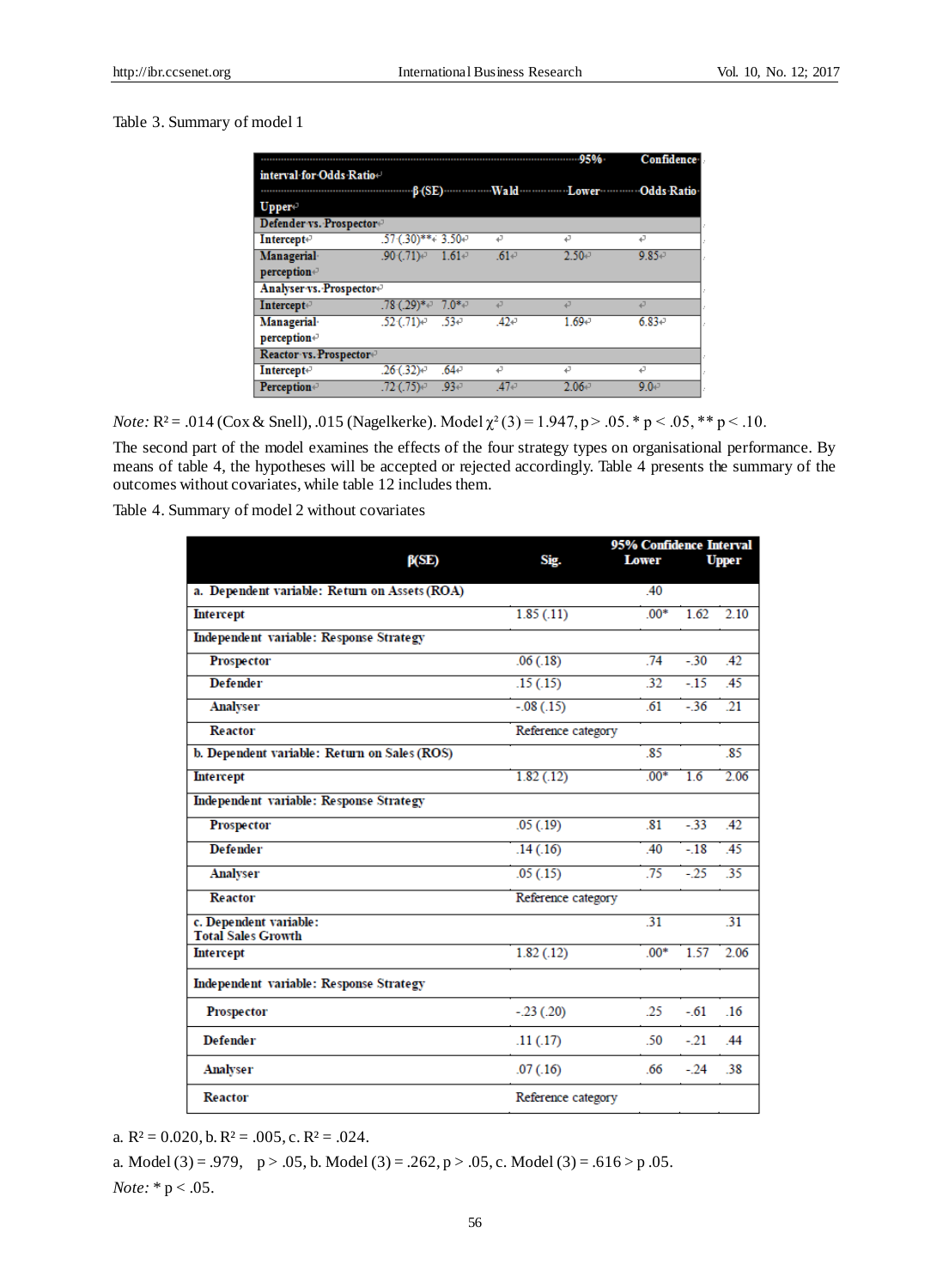Table 3. Summary of model 1

| | β (SE) | Wald | Lower | 95% Confidence interval for Odds Ratio Odds Ratio | Upper |
|---|---|---|---|---|---|
| **Defender vs. Prospector** | | | | | |
| Intercept | .57 (.30)** | 3.50 | | | |
| Managerial perception | .90 (.71) | 1.61 | .61 | 2.50 | 9.85 |
| **Analyser vs. Prospector** | | | | | |
| Intercept | .78 (.29)* | 7.0* | | | |
| Managerial perception | .52 (.71) | .53 | .42 | 1.69 | 6.83 |
| **Reactor vs. Prospector** | | | | | |
| Intercept | .26 (.32) | .64 | | | |
| Perception | .72 (.75) | .93 | .47 | 2.06 | 9.0 |

*Note:* $R^2 = .014$ (Cox & Snell), .015 (Nagelkerke). Model $\chi^2 (3) = 1.947, p > .05$. * $p < .05$, ** $p < .10$.

The second part of the model examines the effects of the four strategy types on organisational performance. By means of table 4, the hypotheses will be accepted or rejected accordingly. Table 4 presents the summary of the outcomes without covariates, while table 12 includes them.

Table 4. Summary of model 2 without covariates

| | β(SE) | Sig. | 95% Confidence Interval Lower | Upper |
|---|---|---|---|---|
| **a. Dependent variable: Return on Assets (ROA)** | | .40 | | |
| **Intercept** | 1.85 (.11) | .00* | 1.62 | 2.10 |
| **Independent variable: Response Strategy** | | | | |
| Prospector | .06 (.18) | .74 | -.30 | .42 |
| Defender | .15 (.15) | .32 | -.15 | .45 |
| Analyser | -.08 (.15) | .61 | -.36 | .21 |
| Reactor | Reference category | | | |
| **b. Dependent variable: Return on Sales (ROS)** | | .85 | | .85 |
| **Intercept** | 1.82 (.12) | .00* | 1.6 | 2.06 |
| **Independent variable: Response Strategy** | | | | |
| Prospector | .05 (.19) | .81 | -.33 | .42 |
| Defender | .14 (.16) | .40 | -.18 | .45 |
| Analyser | .05 (.15) | .75 | -.25 | .35 |
| Reactor | Reference category | | | |
| **c. Dependent variable: Total Sales Growth** | | .31 | | .31 |
| **Intercept** | 1.82 (.12) | .00* | 1.57 | 2.06 |
| **Independent variable: Response Strategy** | | | | |
| Prospector | -.23 (.20) | .25 | -.61 | .16 |
| Defender | .11 (.17) | .50 | -.21 | .44 |
| Analyser | .07 (.16) | .66 | -.24 | .38 |
| Reactor | Reference category | | | |

a. $R^2 = 0.020$, b. $R^2 = .005$, c. $R^2 = .024$.

a. Model (3) = .979, $p > .05$, b. Model (3) = .262, $p > .05$, c. Model (3) = .616 > p .05.

*Note:* * $p < .05$.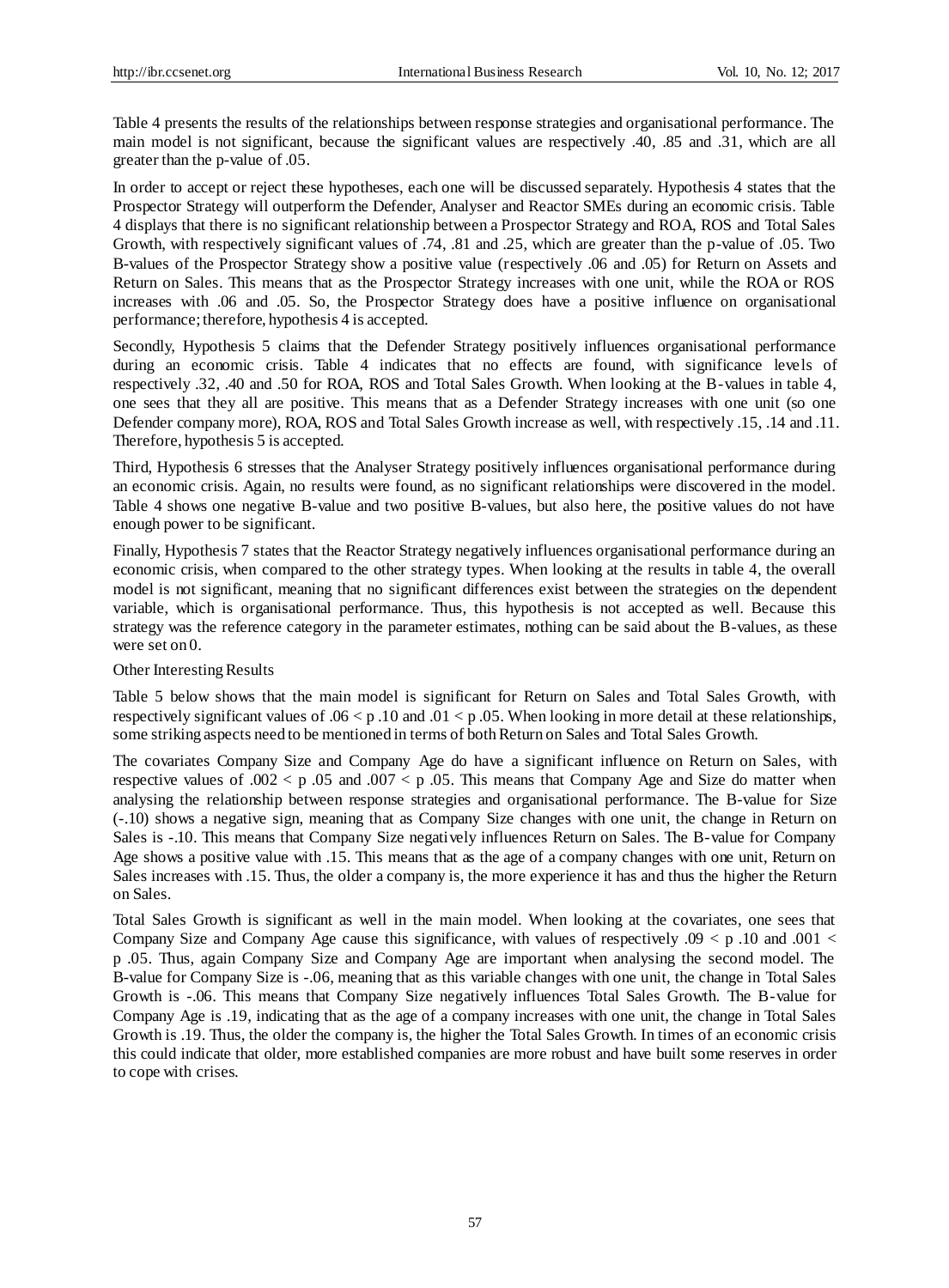Table 4 presents the results of the relationships between response strategies and organisational performance. The main model is not significant, because the significant values are respectively .40, .85 and .31, which are all greater than the p-value of .05.

In order to accept or reject these hypotheses, each one will be discussed separately. Hypothesis 4 states that the Prospector Strategy will outperform the Defender, Analyser and Reactor SMEs during an economic crisis. Table 4 displays that there is no significant relationship between a Prospector Strategy and ROA, ROS and Total Sales Growth, with respectively significant values of .74, .81 and .25, which are greater than the p-value of .05. Two B-values of the Prospector Strategy show a positive value (respectively .06 and .05) for Return on Assets and Return on Sales. This means that as the Prospector Strategy increases with one unit, while the ROA or ROS increases with .06 and .05. So, the Prospector Strategy does have a positive influence on organisational performance; therefore, hypothesis 4 is accepted.

Secondly, Hypothesis 5 claims that the Defender Strategy positively influences organisational performance during an economic crisis. Table 4 indicates that no effects are found, with significance levels of respectively .32, .40 and .50 for ROA, ROS and Total Sales Growth. When looking at the B-values in table 4, one sees that they all are positive. This means that as a Defender Strategy increases with one unit (so one Defender company more), ROA, ROS and Total Sales Growth increase as well, with respectively .15, .14 and .11. Therefore, hypothesis 5 is accepted.

Third, Hypothesis 6 stresses that the Analyser Strategy positively influences organisational performance during an economic crisis. Again, no results were found, as no significant relationships were discovered in the model. Table 4 shows one negative B-value and two positive B-values, but also here, the positive values do not have enough power to be significant.

Finally, Hypothesis 7 states that the Reactor Strategy negatively influences organisational performance during an economic crisis, when compared to the other strategy types. When looking at the results in table 4, the overall model is not significant, meaning that no significant differences exist between the strategies on the dependent variable, which is organisational performance. Thus, this hypothesis is not accepted as well. Because this strategy was the reference category in the parameter estimates, nothing can be said about the B-values, as these were set on 0.

Other Interesting Results

Table 5 below shows that the main model is significant for Return on Sales and Total Sales Growth, with respectively significant values of $.06 < p\ .10$ and $.01 < p\ .05$. When looking in more detail at these relationships, some striking aspects need to be mentioned in terms of both Return on Sales and Total Sales Growth.

The covariates Company Size and Company Age do have a significant influence on Return on Sales, with respective values of $.002 < p\ .05$ and $.007 < p\ .05$. This means that Company Age and Size do matter when analysing the relationship between response strategies and organisational performance. The B-value for Size (-.10) shows a negative sign, meaning that as Company Size changes with one unit, the change in Return on Sales is -.10. This means that Company Size negatively influences Return on Sales. The B-value for Company Age shows a positive value with .15. This means that as the age of a company changes with one unit, Return on Sales increases with .15. Thus, the older a company is, the more experience it has and thus the higher the Return on Sales.

Total Sales Growth is significant as well in the main model. When looking at the covariates, one sees that Company Size and Company Age cause this significance, with values of respectively $.09 < p\ .10$ and $.001 < p\ .05$. Thus, again Company Size and Company Age are important when analysing the second model. The B-value for Company Size is -.06, meaning that as this variable changes with one unit, the change in Total Sales Growth is -.06. This means that Company Size negatively influences Total Sales Growth. The B-value for Company Age is .19, indicating that as the age of a company increases with one unit, the change in Total Sales Growth is .19. Thus, the older the company is, the higher the Total Sales Growth. In times of an economic crisis this could indicate that older, more established companies are more robust and have built some reserves in order to cope with crises.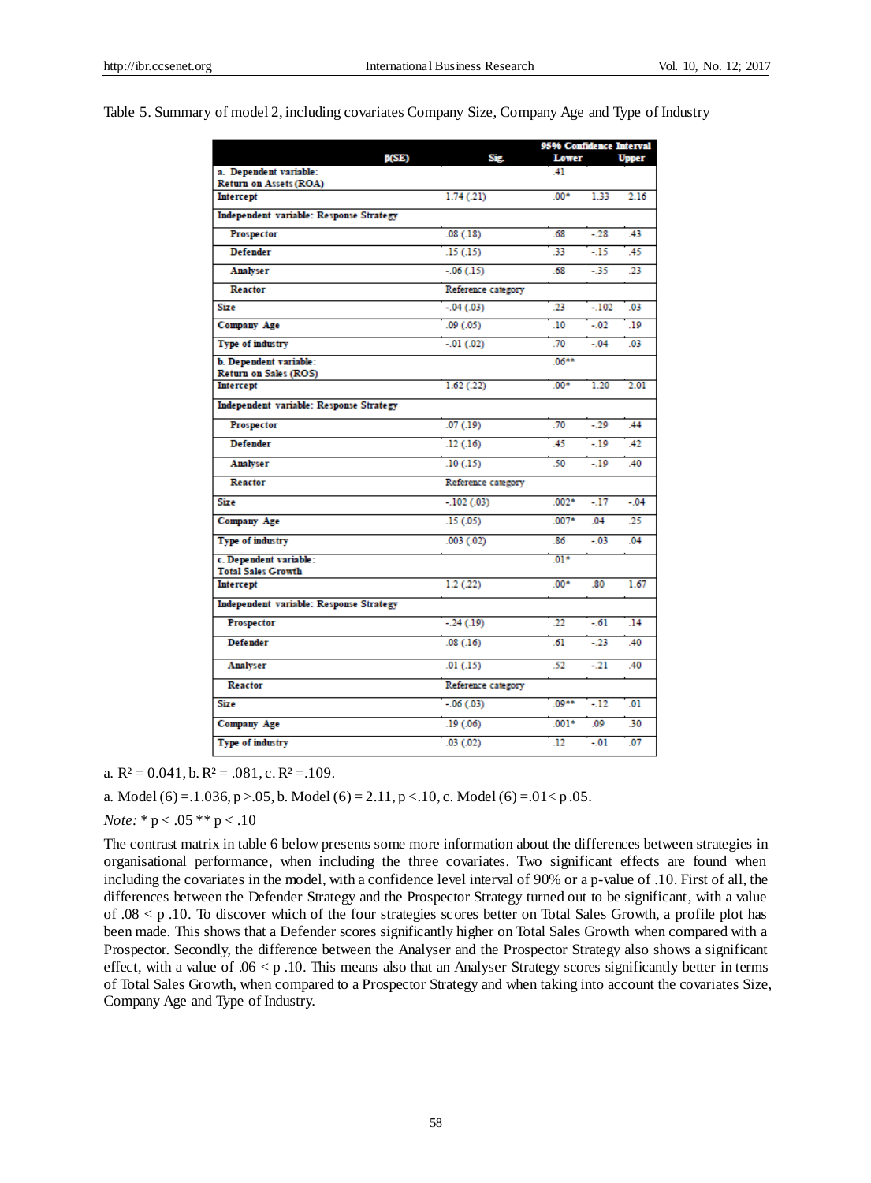Table 5. Summary of model 2, including covariates Company Size, Company Age and Type of Industry

| | β(SE) | Sig. | 95% Confidence Interval Lower | Upper |
|---|---|---|---|---|
| **a. Dependent variable: Return on Assets (ROA)** | | .41 | | |
| **Intercept** | 1.74 (.21) | .00* | 1.33 | 2.16 |
| **Independent variable: Response Strategy** | | | | |
| **Prospector** | .08 (.18) | .68 | -.28 | .43 |
| **Defender** | .15 (.15) | .33 | -.15 | .45 |
| **Analyser** | -.06 (.15) | .68 | -.35 | .23 |
| **Reactor** | Reference category | | | |
| **Size** | -.04 (.03) | .23 | -.102 | .03 |
| **Company Age** | .09 (.05) | .10 | -.02 | .19 |
| **Type of industry** | -.01 (.02) | .70 | -.04 | .03 |
| **b. Dependent variable: Return on Sales (ROS)** | | .06** | | |
| **Intercept** | 1.62 (.22) | .00* | 1.20 | 2.01 |
| **Independent variable: Response Strategy** | | | | |
| **Prospector** | .07 (.19) | .70 | -.29 | .44 |
| **Defender** | .12 (.16) | .45 | -.19 | .42 |
| **Analyser** | .10 (.15) | .50 | -.19 | .40 |
| **Reactor** | Reference category | | | |
| **Size** | -.102 (.03) | .002* | -.17 | -.04 |
| **Company Age** | .15 (.05) | .007* | .04 | .25 |
| **Type of industry** | .003 (.02) | .86 | -.03 | .04 |
| **c. Dependent variable: Total Sales Growth** | | .01* | | |
| **Intercept** | 1.2 (.22) | .00* | .80 | 1.67 |
| **Independent variable: Response Strategy** | | | | |
| **Prospector** | -.24 (.19) | .22 | -.61 | .14 |
| **Defender** | .08 (.16) | .61 | -.23 | .40 |
| **Analyser** | .01 (.15) | .52 | -.21 | .40 |
| **Reactor** | Reference category | | | |
| **Size** | -.06 (.03) | .09** | -.12 | .01 |
| **Company Age** | .19 (.06) | .001* | .09 | .30 |
| **Type of industry** | .03 (.02) | .12 | -.01 | .07 |

a. $R^2 = 0.041$, b. $R^2 = .081$, c. $R^2 = .109$.

a. Model (6) =.1.036, p >.05, b. Model (6) = 2.11, p <.10, c. Model (6) =.01< p .05.

*Note:* * p < .05 ** p < .10

The contrast matrix in table 6 below presents some more information about the differences between strategies in organisational performance, when including the three covariates. Two significant effects are found when including the covariates in the model, with a confidence level interval of 90% or a p-value of .10. First of all, the differences between the Defender Strategy and the Prospector Strategy turned out to be significant, with a value of .08 < p .10. To discover which of the four strategies scores better on Total Sales Growth, a profile plot has been made. This shows that a Defender scores significantly higher on Total Sales Growth when compared with a Prospector. Secondly, the difference between the Analyser and the Prospector Strategy also shows a significant effect, with a value of .06 < p .10. This means also that an Analyser Strategy scores significantly better in terms of Total Sales Growth, when compared to a Prospector Strategy and when taking into account the covariates Size, Company Age and Type of Industry.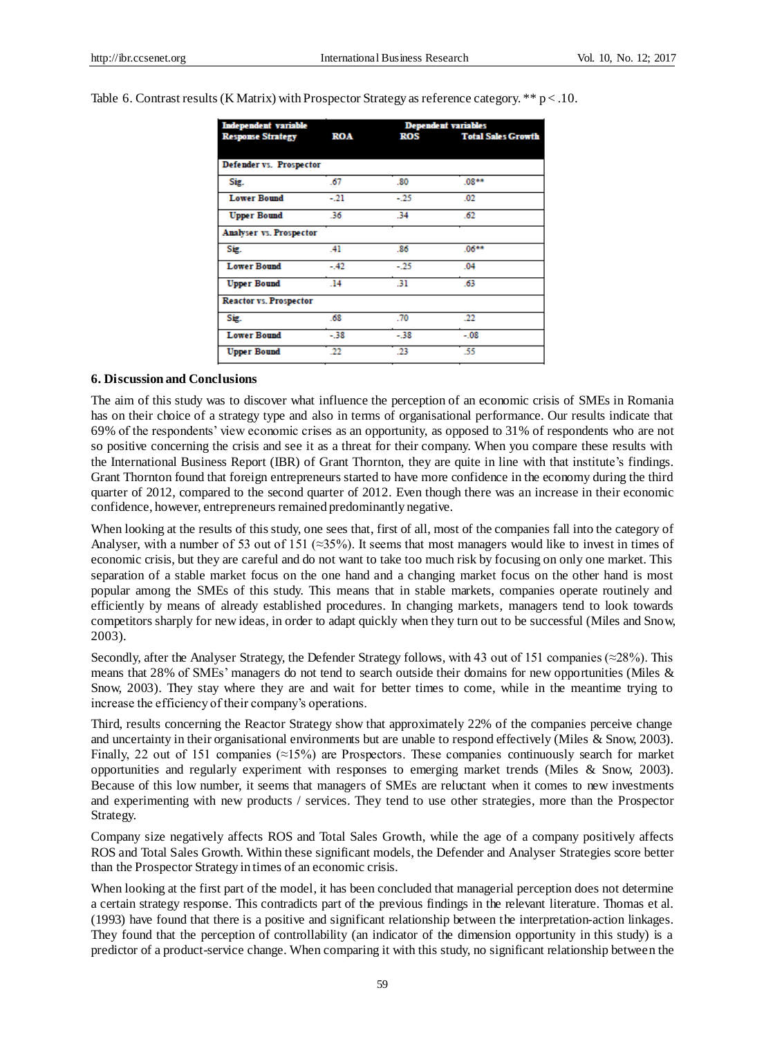Table 6. Contrast results (K Matrix) with Prospector Strategy as reference category. ** p < .10.

| Independent variable Response Strategy | Dependent variables ROA | ROS | Total Sales Growth |
|---|---|---|---|
| **Defender vs. Prospector** | | | |
| Sig. | .67 | .80 | .08** |
| Lower Bound | -.21 | -.25 | .02 |
| Upper Bound | .36 | .34 | .62 |
| **Analyser vs. Prospector** | | | |
| Sig. | .41 | .86 | .06** |
| Lower Bound | -.42 | -.25 | .04 |
| Upper Bound | .14 | .31 | .63 |
| **Reactor vs. Prospector** | | | |
| Sig. | .68 | .70 | .22 |
| Lower Bound | -.38 | -.38 | -.08 |
| Upper Bound | .22 | .23 | .55 |

## 6. Discussion and Conclusions

The aim of this study was to discover what influence the perception of an economic crisis of SMEs in Romania has on their choice of a strategy type and also in terms of organisational performance. Our results indicate that 69% of the respondents' view economic crises as an opportunity, as opposed to 31% of respondents who are not so positive concerning the crisis and see it as a threat for their company. When you compare these results with the International Business Report (IBR) of Grant Thornton, they are quite in line with that institute's findings. Grant Thornton found that foreign entrepreneurs started to have more confidence in the economy during the third quarter of 2012, compared to the second quarter of 2012. Even though there was an increase in their economic confidence, however, entrepreneurs remained predominantly negative.

When looking at the results of this study, one sees that, first of all, most of the companies fall into the category of Analyser, with a number of 53 out of 151 (≈35%). It seems that most managers would like to invest in times of economic crisis, but they are careful and do not want to take too much risk by focusing on only one market. This separation of a stable market focus on the one hand and a changing market focus on the other hand is most popular among the SMEs of this study. This means that in stable markets, companies operate routinely and efficiently by means of already established procedures. In changing markets, managers tend to look towards competitors sharply for new ideas, in order to adapt quickly when they turn out to be successful (Miles and Snow, 2003).

Secondly, after the Analyser Strategy, the Defender Strategy follows, with 43 out of 151 companies (≈28%). This means that 28% of SMEs' managers do not tend to search outside their domains for new opportunities (Miles & Snow, 2003). They stay where they are and wait for better times to come, while in the meantime trying to increase the efficiency of their company's operations.

Third, results concerning the Reactor Strategy show that approximately 22% of the companies perceive change and uncertainty in their organisational environments but are unable to respond effectively (Miles & Snow, 2003). Finally, 22 out of 151 companies (≈15%) are Prospectors. These companies continuously search for market opportunities and regularly experiment with responses to emerging market trends (Miles & Snow, 2003). Because of this low number, it seems that managers of SMEs are reluctant when it comes to new investments and experimenting with new products / services. They tend to use other strategies, more than the Prospector Strategy.

Company size negatively affects ROS and Total Sales Growth, while the age of a company positively affects ROS and Total Sales Growth. Within these significant models, the Defender and Analyser Strategies score better than the Prospector Strategy in times of an economic crisis.

When looking at the first part of the model, it has been concluded that managerial perception does not determine a certain strategy response. This contradicts part of the previous findings in the relevant literature. Thomas et al. (1993) have found that there is a positive and significant relationship between the interpretation-action linkages. They found that the perception of controllability (an indicator of the dimension opportunity in this study) is a predictor of a product-service change. When comparing it with this study, no significant relationship between the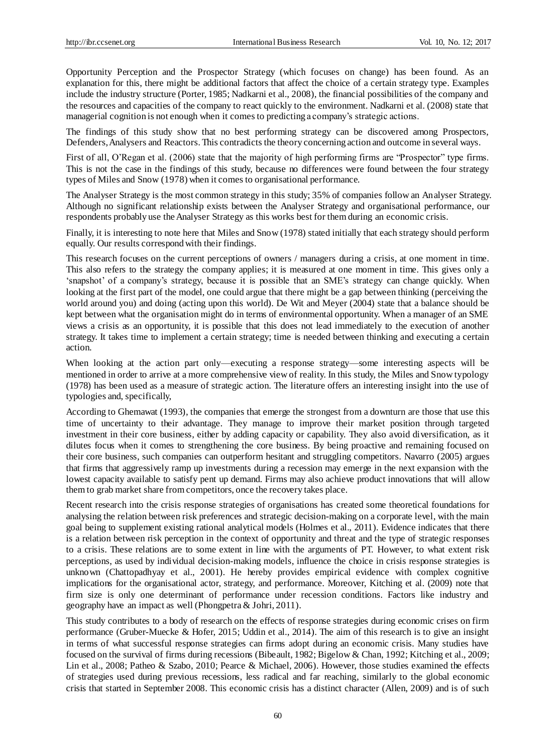Opportunity Perception and the Prospector Strategy (which focuses on change) has been found. As an explanation for this, there might be additional factors that affect the choice of a certain strategy type. Examples include the industry structure (Porter, 1985; Nadkarni et al., 2008), the financial possibilities of the company and the resources and capacities of the company to react quickly to the environment. Nadkarni et al. (2008) state that managerial cognition is not enough when it comes to predicting a company's strategic actions.

The findings of this study show that no best performing strategy can be discovered among Prospectors, Defenders, Analysers and Reactors. This contradicts the theory concerning action and outcome in several ways.

First of all, O'Regan et al. (2006) state that the majority of high performing firms are "Prospector" type firms. This is not the case in the findings of this study, because no differences were found between the four strategy types of Miles and Snow (1978) when it comes to organisational performance.

The Analyser Strategy is the most common strategy in this study; 35% of companies follow an Analyser Strategy. Although no significant relationship exists between the Analyser Strategy and organisational performance, our respondents probably use the Analyser Strategy as this works best for them during an economic crisis.

Finally, it is interesting to note here that Miles and Snow (1978) stated initially that each strategy should perform equally. Our results correspond with their findings.

This research focuses on the current perceptions of owners / managers during a crisis, at one moment in time. This also refers to the strategy the company applies; it is measured at one moment in time. This gives only a 'snapshot' of a company's strategy, because it is possible that an SME's strategy can change quickly. When looking at the first part of the model, one could argue that there might be a gap between thinking (perceiving the world around you) and doing (acting upon this world). De Wit and Meyer (2004) state that a balance should be kept between what the organisation might do in terms of environmental opportunity. When a manager of an SME views a crisis as an opportunity, it is possible that this does not lead immediately to the execution of another strategy. It takes time to implement a certain strategy; time is needed between thinking and executing a certain action.

When looking at the action part only—executing a response strategy—some interesting aspects will be mentioned in order to arrive at a more comprehensive view of reality. In this study, the Miles and Snow typology (1978) has been used as a measure of strategic action. The literature offers an interesting insight into the use of typologies and, specifically,

According to Ghemawat (1993), the companies that emerge the strongest from a downturn are those that use this time of uncertainty to their advantage. They manage to improve their market position through targeted investment in their core business, either by adding capacity or capability. They also avoid diversification, as it dilutes focus when it comes to strengthening the core business. By being proactive and remaining focused on their core business, such companies can outperform hesitant and struggling competitors. Navarro (2005) argues that firms that aggressively ramp up investments during a recession may emerge in the next expansion with the lowest capacity available to satisfy pent up demand. Firms may also achieve product innovations that will allow them to grab market share from competitors, once the recovery takes place.

Recent research into the crisis response strategies of organisations has created some theoretical foundations for analysing the relation between risk preferences and strategic decision-making on a corporate level, with the main goal being to supplement existing rational analytical models (Holmes et al., 2011). Evidence indicates that there is a relation between risk perception in the context of opportunity and threat and the type of strategic responses to a crisis. These relations are to some extent in line with the arguments of PT. However, to what extent risk perceptions, as used by individual decision-making models, influence the choice in crisis response strategies is unknown (Chattopadhyay et al., 2001). He hereby provides empirical evidence with complex cognitive implications for the organisational actor, strategy, and performance. Moreover, Kitching et al. (2009) note that firm size is only one determinant of performance under recession conditions. Factors like industry and geography have an impact as well (Phongpetra & Johri, 2011).

This study contributes to a body of research on the effects of response strategies during economic crises on firm performance (Gruber-Muecke & Hofer, 2015; Uddin et al., 2014). The aim of this research is to give an insight in terms of what successful response strategies can firms adopt during an economic crisis. Many studies have focused on the survival of firms during recessions (Bibeault, 1982; Bigelow & Chan, 1992; Kitching et al., 2009; Lin et al., 2008; Patheo & Szabo, 2010; Pearce & Michael, 2006). However, those studies examined the effects of strategies used during previous recessions, less radical and far reaching, similarly to the global economic crisis that started in September 2008. This economic crisis has a distinct character (Allen, 2009) and is of such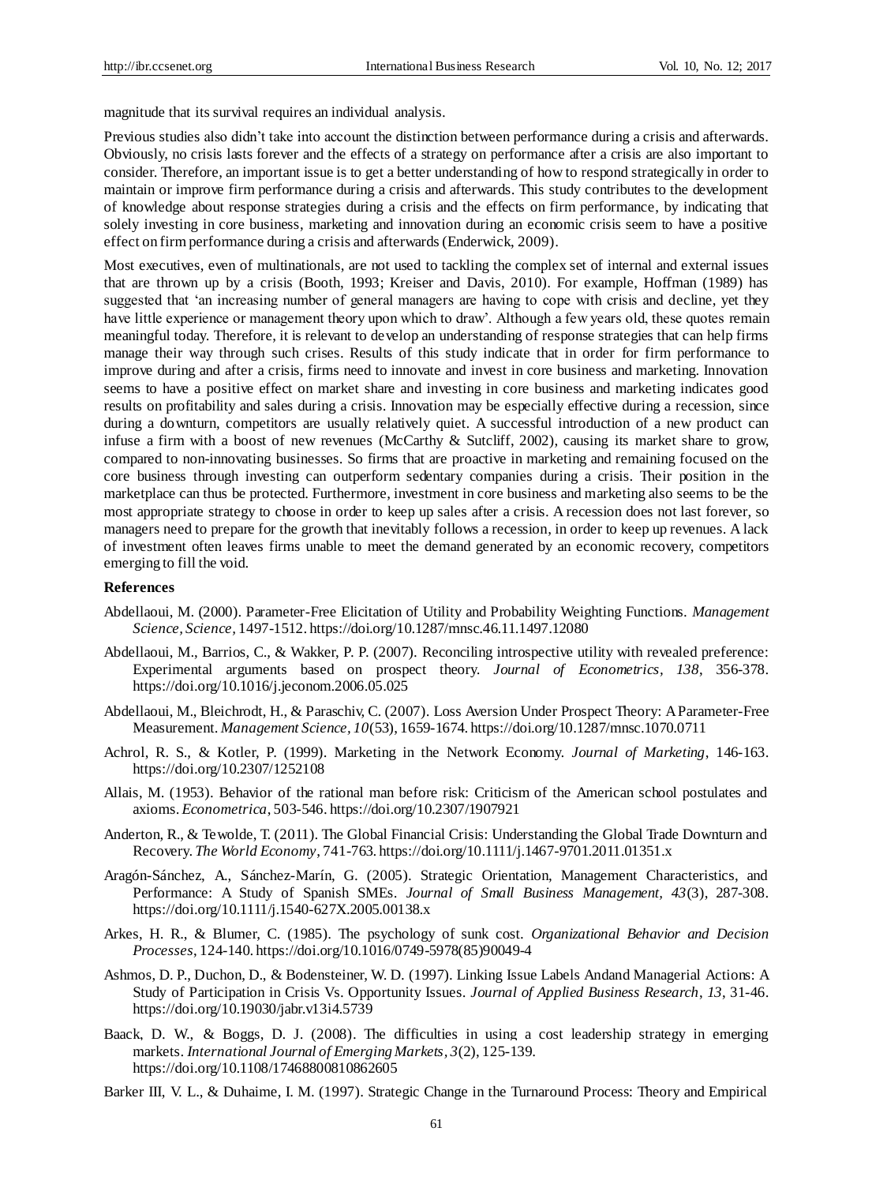magnitude that its survival requires an individual analysis.

Previous studies also didn't take into account the distinction between performance during a crisis and afterwards. Obviously, no crisis lasts forever and the effects of a strategy on performance after a crisis are also important to consider. Therefore, an important issue is to get a better understanding of how to respond strategically in order to maintain or improve firm performance during a crisis and afterwards. This study contributes to the development of knowledge about response strategies during a crisis and the effects on firm performance, by indicating that solely investing in core business, marketing and innovation during an economic crisis seem to have a positive effect on firm performance during a crisis and afterwards (Enderwick, 2009).

Most executives, even of multinationals, are not used to tackling the complex set of internal and external issues that are thrown up by a crisis (Booth, 1993; Kreiser and Davis, 2010). For example, Hoffman (1989) has suggested that 'an increasing number of general managers are having to cope with crisis and decline, yet they have little experience or management theory upon which to draw'. Although a few years old, these quotes remain meaningful today. Therefore, it is relevant to develop an understanding of response strategies that can help firms manage their way through such crises. Results of this study indicate that in order for firm performance to improve during and after a crisis, firms need to innovate and invest in core business and marketing. Innovation seems to have a positive effect on market share and investing in core business and marketing indicates good results on profitability and sales during a crisis. Innovation may be especially effective during a recession, since during a downturn, competitors are usually relatively quiet. A successful introduction of a new product can infuse a firm with a boost of new revenues (McCarthy & Sutcliff, 2002), causing its market share to grow, compared to non-innovating businesses. So firms that are proactive in marketing and remaining focused on the core business through investing can outperform sedentary companies during a crisis. Their position in the marketplace can thus be protected. Furthermore, investment in core business and marketing also seems to be the most appropriate strategy to choose in order to keep up sales after a crisis. A recession does not last forever, so managers need to prepare for the growth that inevitably follows a recession, in order to keep up revenues. A lack of investment often leaves firms unable to meet the demand generated by an economic recovery, competitors emerging to fill the void.

**References**

Abdellaoui, M. (2000). Parameter-Free Elicitation of Utility and Probability Weighting Functions. *Management Science, Science*, 1497-1512. https://doi.org/10.1287/mnsc.46.11.1497.12080

Abdellaoui, M., Barrios, C., & Wakker, P. P. (2007). Reconciling introspective utility with revealed preference: Experimental arguments based on prospect theory. *Journal of Econometrics*, *138*, 356-378. https://doi.org/10.1016/j.jeconom.2006.05.025

Abdellaoui, M., Bleichrodt, H., & Paraschiv, C. (2007). Loss Aversion Under Prospect Theory: A Parameter-Free Measurement. *Management Science*, *10*(53), 1659-1674. https://doi.org/10.1287/mnsc.1070.0711

Achrol, R. S., & Kotler, P. (1999). Marketing in the Network Economy. *Journal of Marketing*, 146-163. https://doi.org/10.2307/1252108

Allais, M. (1953). Behavior of the rational man before risk: Criticism of the American school postulates and axioms. *Econometrica*, 503-546. https://doi.org/10.2307/1907921

Anderton, R., & Tewolde, T. (2011). The Global Financial Crisis: Understanding the Global Trade Downturn and Recovery. *The World Economy*, 741-763. https://doi.org/10.1111/j.1467-9701.2011.01351.x

Aragón-Sánchez, A., Sánchez-Marín, G. (2005). Strategic Orientation, Management Characteristics, and Performance: A Study of Spanish SMEs. *Journal of Small Business Management*, *43*(3), 287-308. https://doi.org/10.1111/j.1540-627X.2005.00138.x

Arkes, H. R., & Blumer, C. (1985). The psychology of sunk cost. *Organizational Behavior and Decision Processes*, 124-140. https://doi.org/10.1016/0749-5978(85)90049-4

Ashmos, D. P., Duchon, D., & Bodensteiner, W. D. (1997). Linking Issue Labels Andand Managerial Actions: A Study of Participation in Crisis Vs. Opportunity Issues. *Journal of Applied Business Research*, *13*, 31-46. https://doi.org/10.19030/jabr.v13i4.5739

Baack, D. W., & Boggs, D. J. (2008). The difficulties in using a cost leadership strategy in emerging markets. *International Journal of Emerging Markets*, *3*(2), 125-139. https://doi.org/10.1108/17468800810862605

Barker III, V. L., & Duhaime, I. M. (1997). Strategic Change in the Turnaround Process: Theory and Empirical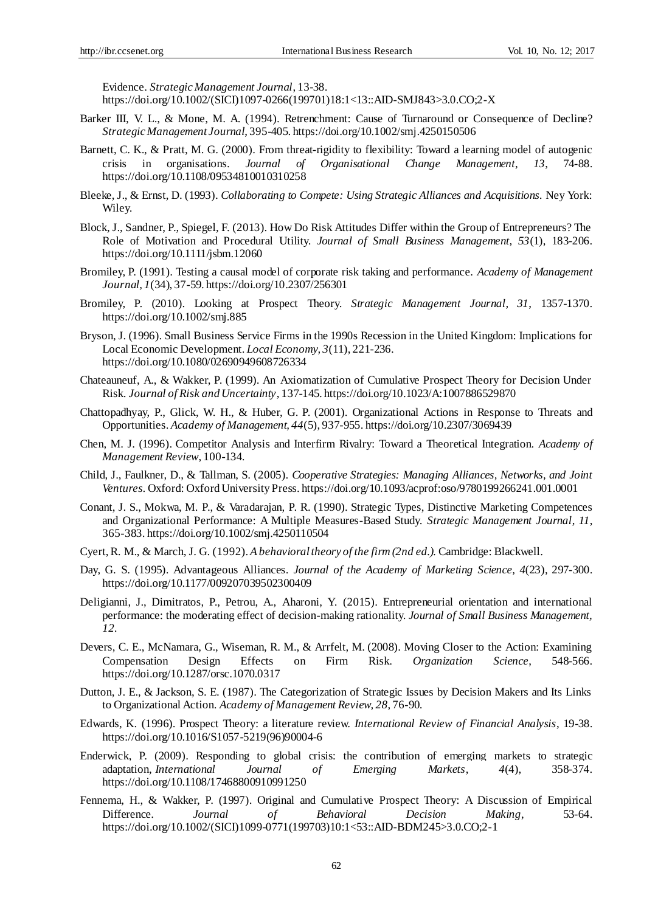Evidence. *Strategic Management Journal*, 13-38. https://doi.org/10.1002/(SICI)1097-0266(199701)18:1<13::AID-SMJ843>3.0.CO;2-X

Barker III, V. L., & Mone, M. A. (1994). Retrenchment: Cause of Turnaround or Consequence of Decline? *Strategic Management Journal*, 395-405. https://doi.org/10.1002/smj.4250150506

Barnett, C. K., & Pratt, M. G. (2000). From threat-rigidity to flexibility: Toward a learning model of autogenic crisis in organisations. *Journal of Organisational Change Management*, *13*, 74-88. https://doi.org/10.1108/09534810010310258

Bleeke, J., & Ernst, D. (1993). *Collaborating to Compete: Using Strategic Alliances and Acquisitions.* Ney York: Wiley.

Block, J., Sandner, P., Spiegel, F. (2013). How Do Risk Attitudes Differ within the Group of Entrepreneurs? The Role of Motivation and Procedural Utility. *Journal of Small Business Management, 53*(1), 183-206. https://doi.org/10.1111/jsbm.12060

Bromiley, P. (1991). Testing a causal model of corporate risk taking and performance. *Academy of Management Journal, 1*(34), 37-59. https://doi.org/10.2307/256301

Bromiley, P. (2010). Looking at Prospect Theory. *Strategic Management Journal*, *31*, 1357-1370. https://doi.org/10.1002/smj.885

Bryson, J. (1996). Small Business Service Firms in the 1990s Recession in the United Kingdom: Implications for Local Economic Development. *Local Economy, 3*(11), 221-236. https://doi.org/10.1080/02690949608726334

Chateauneuf, A., & Wakker, P. (1999). An Axiomatization of Cumulative Prospect Theory for Decision Under Risk. *Journal of Risk and Uncertainty*, 137-145. https://doi.org/10.1023/A:1007886529870

Chattopadhyay, P., Glick, W. H., & Huber, G. P. (2001). Organizational Actions in Response to Threats and Opportunities. *Academy of Management, 44*(5), 937-955. https://doi.org/10.2307/3069439

Chen, M. J. (1996). Competitor Analysis and Interfirm Rivalry: Toward a Theoretical Integration. *Academy of Management Review*, 100-134.

Child, J., Faulkner, D., & Tallman, S. (2005). *Cooperative Strategies: Managing Alliances, Networks, and Joint Ventures*. Oxford: Oxford University Press. https://doi.org/10.1093/acprof:oso/9780199266241.001.0001

Conant, J. S., Mokwa, M. P., & Varadarajan, P. R. (1990). Strategic Types, Distinctive Marketing Competences and Organizational Performance: A Multiple Measures-Based Study. *Strategic Management Journal*, *11*, 365-383. https://doi.org/10.1002/smj.4250110504

Cyert, R. M., & March, J. G. (1992). *A behavioral theory of the firm (2nd ed.).* Cambridge: Blackwell.

Day, G. S. (1995). Advantageous Alliances. *Journal of the Academy of Marketing Science, 4*(23), 297-300. https://doi.org/10.1177/009207039502300409

Deligianni, J., Dimitratos, P., Petrou, A., Aharoni, Y. (2015). Entrepreneurial orientation and international performance: the moderating effect of decision-making rationality. *Journal of Small Business Management*, *12*.

Devers, C. E., McNamara, G., Wiseman, R. M., & Arrfelt, M. (2008). Moving Closer to the Action: Examining Compensation Design Effects on Firm Risk. *Organization Science*, 548-566. https://doi.org/10.1287/orsc.1070.0317

Dutton, J. E., & Jackson, S. E. (1987). The Categorization of Strategic Issues by Decision Makers and Its Links to Organizational Action. *Academy of Management Review, 28*, 76-90.

Edwards, K. (1996). Prospect Theory: a literature review. *International Review of Financial Analysis*, 19-38. https://doi.org/10.1016/S1057-5219(96)90004-6

Enderwick, P. (2009). Responding to global crisis: the contribution of emerging markets to strategic adaptation, *International Journal of Emerging Markets*, *4*(4), 358-374. https://doi.org/10.1108/17468800910991250

Fennema, H., & Wakker, P. (1997). Original and Cumulative Prospect Theory: A Discussion of Empirical Difference. *Journal of Behavioral Decision Making*, 53-64. https://doi.org/10.1002/(SICI)1099-0771(199703)10:1<53::AID-BDM245>3.0.CO;2-1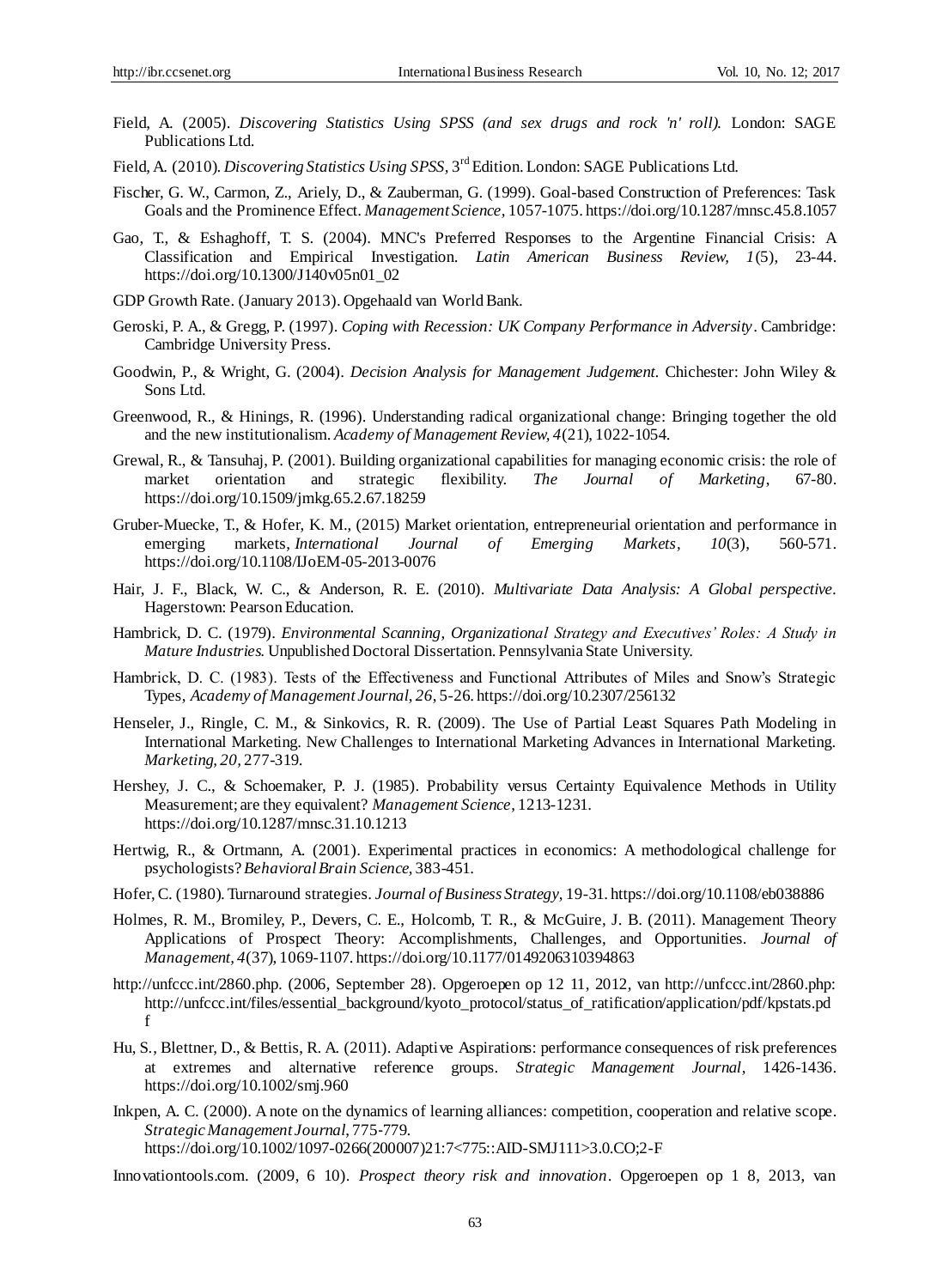Field, A. (2005). *Discovering Statistics Using SPSS (and sex drugs and rock 'n' roll).* London: SAGE Publications Ltd.

Field, A. (2010). *Discovering Statistics Using SPSS*, 3rd Edition. London: SAGE Publications Ltd.

Fischer, G. W., Carmon, Z., Ariely, D., & Zauberman, G. (1999). Goal-based Construction of Preferences: Task Goals and the Prominence Effect. *Management Science*, 1057-1075. https://doi.org/10.1287/mnsc.45.8.1057

Gao, T., & Eshaghoff, T. S. (2004). MNC's Preferred Responses to the Argentine Financial Crisis: A Classification and Empirical Investigation. *Latin American Business Review, 1*(5), 23-44. https://doi.org/10.1300/J140v05n01_02

GDP Growth Rate. (January 2013). Opgehaald van World Bank.

Geroski, P. A., & Gregg, P. (1997). *Coping with Recession: UK Company Performance in Adversity*. Cambridge: Cambridge University Press.

Goodwin, P., & Wright, G. (2004). *Decision Analysis for Management Judgement.* Chichester: John Wiley & Sons Ltd.

Greenwood, R., & Hinings, R. (1996). Understanding radical organizational change: Bringing together the old and the new institutionalism. *Academy of Management Review, 4*(21), 1022-1054.

Grewal, R., & Tansuhaj, P. (2001). Building organizational capabilities for managing economic crisis: the role of market orientation and strategic flexibility. *The Journal of Marketing*, 67-80. https://doi.org/10.1509/jmkg.65.2.67.18259

Gruber-Muecke, T., & Hofer, K. M., (2015) Market orientation, entrepreneurial orientation and performance in emerging markets, *International Journal of Emerging Markets*, *10*(3), 560-571. https://doi.org/10.1108/IJoEM-05-2013-0076

Hair, J. F., Black, W. C., & Anderson, R. E. (2010). *Multivariate Data Analysis: A Global perspective*. Hagerstown: Pearson Education.

Hambrick, D. C. (1979). *Environmental Scanning, Organizational Strategy and Executives' Roles: A Study in Mature Industries.* Unpublished Doctoral Dissertation. Pennsylvania State University.

Hambrick, D. C. (1983). Tests of the Effectiveness and Functional Attributes of Miles and Snow's Strategic Types, *Academy of Management Journal, 26*, 5-26. https://doi.org/10.2307/256132

Henseler, J., Ringle, C. M., & Sinkovics, R. R. (2009). The Use of Partial Least Squares Path Modeling in International Marketing. New Challenges to International Marketing Advances in International Marketing. *Marketing, 20*, 277-319.

Hershey, J. C., & Schoemaker, P. J. (1985). Probability versus Certainty Equivalence Methods in Utility Measurement; are they equivalent? *Management Science*, 1213-1231. https://doi.org/10.1287/mnsc.31.10.1213

Hertwig, R., & Ortmann, A. (2001). Experimental practices in economics: A methodological challenge for psychologists? *Behavioral Brain Science*, 383-451.

Hofer, C. (1980). Turnaround strategies. *Journal of Business Strategy*, 19-31. https://doi.org/10.1108/eb038886

Holmes, R. M., Bromiley, P., Devers, C. E., Holcomb, T. R., & McGuire, J. B. (2011). Management Theory Applications of Prospect Theory: Accomplishments, Challenges, and Opportunities. *Journal of Management, 4*(37), 1069-1107. https://doi.org/10.1177/0149206310394863

http://unfccc.int/2860.php. (2006, September 28). Opgeroepen op 12 11, 2012, van http://unfccc.int/2860.php: http://unfccc.int/files/essential_background/kyoto_protocol/status_of_ratification/application/pdf/kpstats.pdf

Hu, S., Blettner, D., & Bettis, R. A. (2011). Adaptive Aspirations: performance consequences of risk preferences at extremes and alternative reference groups. *Strategic Management Journal*, 1426-1436. https://doi.org/10.1002/smj.960

Inkpen, A. C. (2000). A note on the dynamics of learning alliances: competition, cooperation and relative scope. *Strategic Management Journal*, 775-779. https://doi.org/10.1002/1097-0266(200007)21:7<775::AID-SMJ111>3.0.CO;2-F

Innovationtools.com. (2009, 6 10). *Prospect theory risk and innovation*. Opgeroepen op 1 8, 2013, van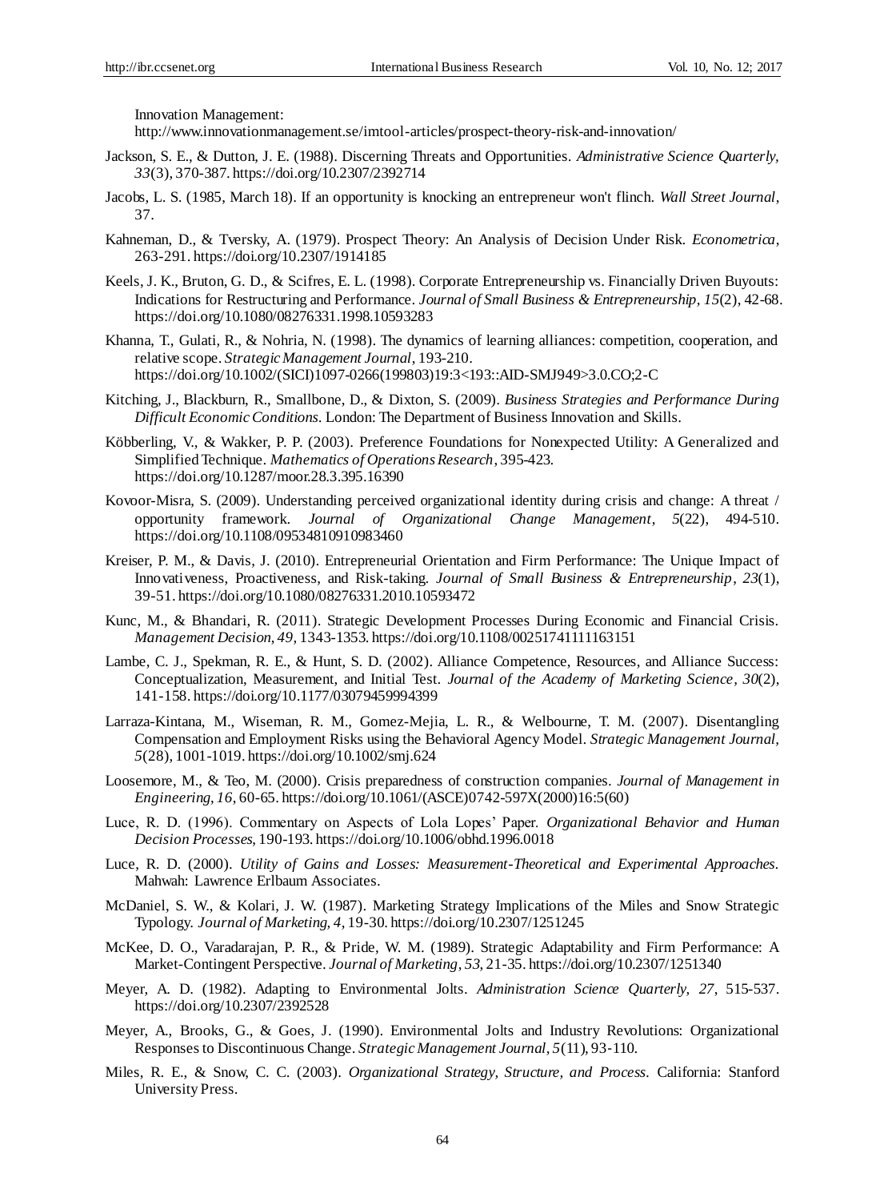Innovation Management: http://www.innovationmanagement.se/imtool-articles/prospect-theory-risk-and-innovation/

Jackson, S. E., & Dutton, J. E. (1988). Discerning Threats and Opportunities. *Administrative Science Quarterly, 33*(3), 370-387. https://doi.org/10.2307/2392714

Jacobs, L. S. (1985, March 18). If an opportunity is knocking an entrepreneur won't flinch. *Wall Street Journal*, 37.

Kahneman, D., & Tversky, A. (1979). Prospect Theory: An Analysis of Decision Under Risk. *Econometrica*, 263-291. https://doi.org/10.2307/1914185

Keels, J. K., Bruton, G. D., & Scifres, E. L. (1998). Corporate Entrepreneurship vs. Financially Driven Buyouts: Indications for Restructuring and Performance. *Journal of Small Business & Entrepreneurship, 15*(2), 42-68. https://doi.org/10.1080/08276331.1998.10593283

Khanna, T., Gulati, R., & Nohria, N. (1998). The dynamics of learning alliances: competition, cooperation, and relative scope. *Strategic Management Journal*, 193-210. https://doi.org/10.1002/(SICI)1097-0266(199803)19:3<193::AID-SMJ949>3.0.CO;2-C

Kitching, J., Blackburn, R., Smallbone, D., & Dixton, S. (2009). *Business Strategies and Performance During Difficult Economic Conditions*. London: The Department of Business Innovation and Skills.

Köbberling, V., & Wakker, P. P. (2003). Preference Foundations for Nonexpected Utility: A Generalized and Simplified Technique. *Mathematics of Operations Research*, 395-423. https://doi.org/10.1287/moor.28.3.395.16390

Kovoor-Misra, S. (2009). Understanding perceived organizational identity during crisis and change: A threat / opportunity framework. *Journal of Organizational Change Management*, *5*(22), 494-510. https://doi.org/10.1108/09534810910983460

Kreiser, P. M., & Davis, J. (2010). Entrepreneurial Orientation and Firm Performance: The Unique Impact of Innovativeness, Proactiveness, and Risk-taking. *Journal of Small Business & Entrepreneurship*, *23*(1), 39-51. https://doi.org/10.1080/08276331.2010.10593472

Kunc, M., & Bhandari, R. (2011). Strategic Development Processes During Economic and Financial Crisis. *Management Decision*, *49*, 1343-1353. https://doi.org/10.1108/00251741111163151

Lambe, C. J., Spekman, R. E., & Hunt, S. D. (2002). Alliance Competence, Resources, and Alliance Success: Conceptualization, Measurement, and Initial Test. *Journal of the Academy of Marketing Science*, *30*(2), 141-158. https://doi.org/10.1177/03079459994399

Larraza-Kintana, M., Wiseman, R. M., Gomez-Mejia, L. R., & Welbourne, T. M. (2007). Disentangling Compensation and Employment Risks using the Behavioral Agency Model. *Strategic Management Journal*, *5*(28), 1001-1019. https://doi.org/10.1002/smj.624

Loosemore, M., & Teo, M. (2000). Crisis preparedness of construction companies. *Journal of Management in Engineering*, *16*, 60-65. https://doi.org/10.1061/(ASCE)0742-597X(2000)16:5(60)

Luce, R. D. (1996). Commentary on Aspects of Lola Lopes' Paper. *Organizational Behavior and Human Decision Processes*, 190-193. https://doi.org/10.1006/obhd.1996.0018

Luce, R. D. (2000). *Utility of Gains and Losses: Measurement-Theoretical and Experimental Approaches*. Mahwah: Lawrence Erlbaum Associates.

McDaniel, S. W., & Kolari, J. W. (1987). Marketing Strategy Implications of the Miles and Snow Strategic Typology. *Journal of Marketing*, *4*, 19-30. https://doi.org/10.2307/1251245

McKee, D. O., Varadarajan, P. R., & Pride, W. M. (1989). Strategic Adaptability and Firm Performance: A Market-Contingent Perspective. *Journal of Marketing*, *53*, 21-35. https://doi.org/10.2307/1251340

Meyer, A. D. (1982). Adapting to Environmental Jolts. *Administration Science Quarterly, 27*, 515-537. https://doi.org/10.2307/2392528

Meyer, A., Brooks, G., & Goes, J. (1990). Environmental Jolts and Industry Revolutions: Organizational Responses to Discontinuous Change. *Strategic Management Journal*, *5*(11), 93-110.

Miles, R. E., & Snow, C. C. (2003). *Organizational Strategy, Structure, and Process*. California: Stanford University Press.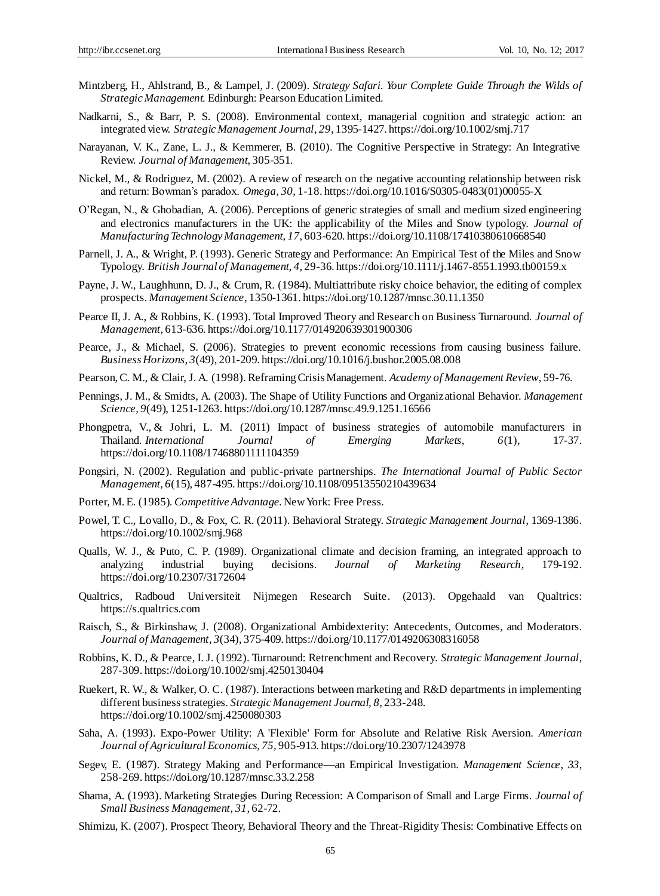Mintzberg, H., Ahlstrand, B., & Lampel, J. (2009). *Strategy Safari. Your Complete Guide Through the Wilds of Strategic Management*. Edinburgh: Pearson Education Limited.

Nadkarni, S., & Barr, P. S. (2008). Environmental context, managerial cognition and strategic action: an integrated view. *Strategic Management Journal*, *29*, 1395-1427. https://doi.org/10.1002/smj.717

Narayanan, V. K., Zane, L. J., & Kemmerer, B. (2010). The Cognitive Perspective in Strategy: An Integrative Review. *Journal of Management*, 305-351.

Nickel, M., & Rodriguez, M. (2002). A review of research on the negative accounting relationship between risk and return: Bowman's paradox. *Omega*, *30*, 1-18. https://doi.org/10.1016/S0305-0483(01)00055-X

O'Regan, N., & Ghobadian, A. (2006). Perceptions of generic strategies of small and medium sized engineering and electronics manufacturers in the UK: the applicability of the Miles and Snow typology. *Journal of Manufacturing Technology Management*, *17*, 603-620. https://doi.org/10.1108/17410380610668540

Parnell, J. A., & Wright, P. (1993). Generic Strategy and Performance: An Empirical Test of the Miles and Snow Typology. *British Journal of Management*, *4*, 29-36. https://doi.org/10.1111/j.1467-8551.1993.tb00159.x

Payne, J. W., Laughhunn, D. J., & Crum, R. (1984). Multiattribute risky choice behavior, the editing of complex prospects. *Management Science*, 1350-1361. https://doi.org/10.1287/mnsc.30.11.1350

Pearce II, J. A., & Robbins, K. (1993). Total Improved Theory and Research on Business Turnaround. *Journal of Management*, 613-636. https://doi.org/10.1177/014920639301900306

Pearce, J., & Michael, S. (2006). Strategies to prevent economic recessions from causing business failure. *Business Horizons*, *3*(49), 201-209. https://doi.org/10.1016/j.bushor.2005.08.008

Pearson, C. M., & Clair, J. A. (1998). Reframing Crisis Management. *Academy of Management Review*, 59-76.

Pennings, J. M., & Smidts, A. (2003). The Shape of Utility Functions and Organizational Behavior. *Management Science*, *9*(49), 1251-1263. https://doi.org/10.1287/mnsc.49.9.1251.16566

Phongpetra, V., & Johri, L. M. (2011) Impact of business strategies of automobile manufacturers in Thailand. *International Journal of Emerging Markets*, *6*(1), 17-37. https://doi.org/10.1108/17468801111104359

Pongsiri, N. (2002). Regulation and public-private partnerships. *The International Journal of Public Sector Management*, *6*(15), 487-495. https://doi.org/10.1108/09513550210439634

Porter, M. E. (1985). *Competitive Advantage*. New York: Free Press.

Powel, T. C., Lovallo, D., & Fox, C. R. (2011). Behavioral Strategy. *Strategic Management Journal*, 1369-1386. https://doi.org/10.1002/smj.968

Qualls, W. J., & Puto, C. P. (1989). Organizational climate and decision framing, an integrated approach to analyzing industrial buying decisions. *Journal of Marketing Research*, 179-192. https://doi.org/10.2307/3172604

Qualtrics, Radboud Universiteit Nijmegen Research Suite. (2013). Opgehaald van Qualtrics: https://s.qualtrics.com

Raisch, S., & Birkinshaw, J. (2008). Organizational Ambidexterity: Antecedents, Outcomes, and Moderators. *Journal of Management*, *3*(34), 375-409. https://doi.org/10.1177/0149206308316058

Robbins, K. D., & Pearce, I. J. (1992). Turnaround: Retrenchment and Recovery. *Strategic Management Journal*, 287-309. https://doi.org/10.1002/smj.4250130404

Ruekert, R. W., & Walker, O. C. (1987). Interactions between marketing and R&D departments in implementing different business strategies. *Strategic Management Journal*, *8*, 233-248. https://doi.org/10.1002/smj.4250080303

Saha, A. (1993). Expo-Power Utility: A 'Flexible' Form for Absolute and Relative Risk Aversion. *American Journal of Agricultural Economics*, *75*, 905-913. https://doi.org/10.2307/1243978

Segev, E. (1987). Strategy Making and Performance—an Empirical Investigation. *Management Science*, *33*, 258-269. https://doi.org/10.1287/mnsc.33.2.258

Shama, A. (1993). Marketing Strategies During Recession: A Comparison of Small and Large Firms. *Journal of Small Business Management*, *31*, 62-72.

Shimizu, K. (2007). Prospect Theory, Behavioral Theory and the Threat-Rigidity Thesis: Combinative Effects on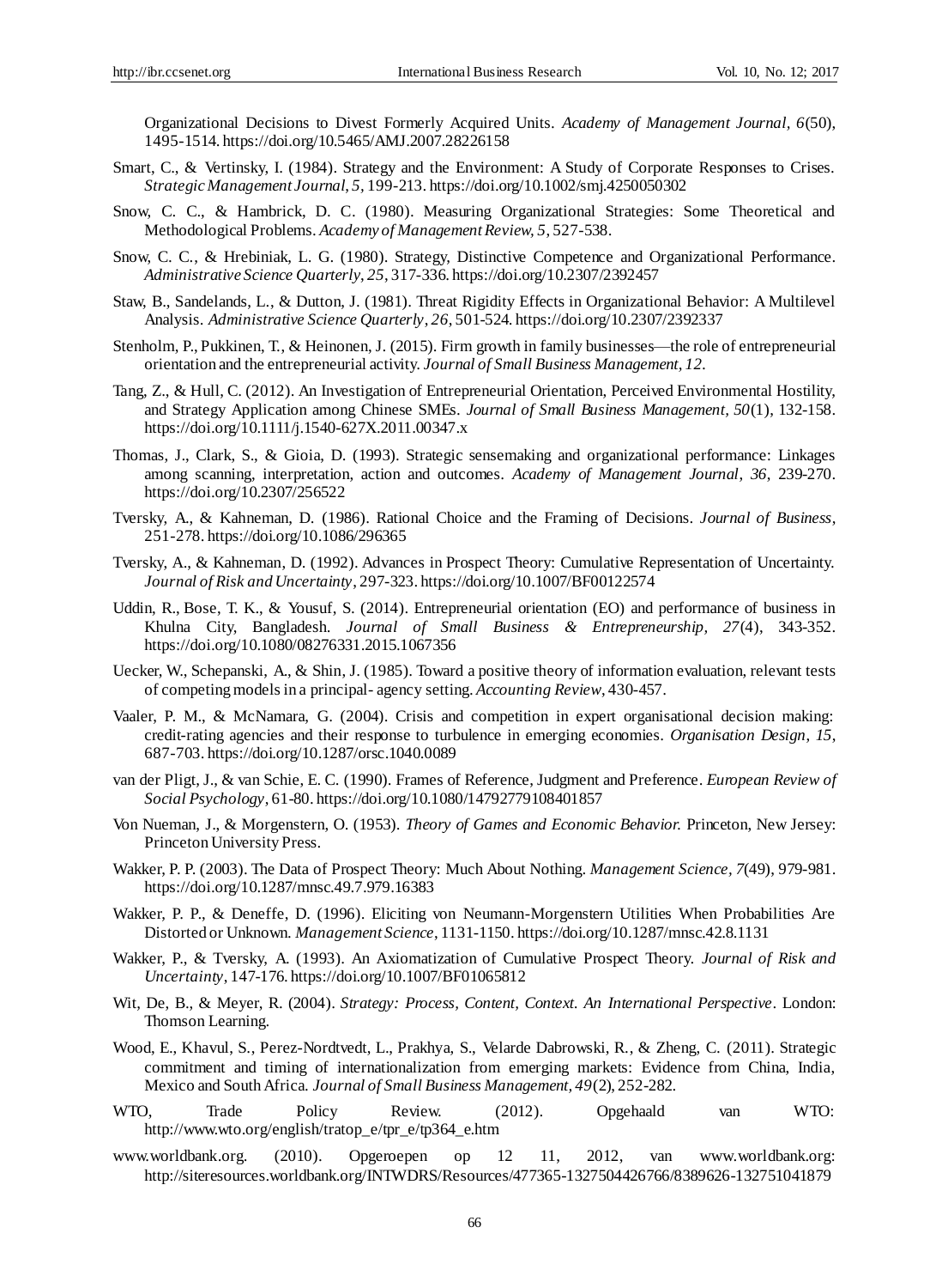Organizational Decisions to Divest Formerly Acquired Units. *Academy of Management Journal, 6*(50), 1495-1514. https://doi.org/10.5465/AMJ.2007.28226158

Smart, C., & Vertinsky, I. (1984). Strategy and the Environment: A Study of Corporate Responses to Crises. *Strategic Management Journal, 5*, 199-213. https://doi.org/10.1002/smj.4250050302

Snow, C. C., & Hambrick, D. C. (1980). Measuring Organizational Strategies: Some Theoretical and Methodological Problems. *Academy of Management Review, 5*, 527-538.

Snow, C. C., & Hrebiniak, L. G. (1980). Strategy, Distinctive Competence and Organizational Performance. *Administrative Science Quarterly, 25*, 317-336. https://doi.org/10.2307/2392457

Staw, B., Sandelands, L., & Dutton, J. (1981). Threat Rigidity Effects in Organizational Behavior: A Multilevel Analysis. *Administrative Science Quarterly, 26*, 501-524. https://doi.org/10.2307/2392337

Stenholm, P., Pukkinen, T., & Heinonen, J. (2015). Firm growth in family businesses—the role of entrepreneurial orientation and the entrepreneurial activity. *Journal of Small Business Management, 12*.

Tang, Z., & Hull, C. (2012). An Investigation of Entrepreneurial Orientation, Perceived Environmental Hostility, and Strategy Application among Chinese SMEs. *Journal of Small Business Management, 50*(1), 132-158. https://doi.org/10.1111/j.1540-627X.2011.00347.x

Thomas, J., Clark, S., & Gioia, D. (1993). Strategic sensemaking and organizational performance: Linkages among scanning, interpretation, action and outcomes. *Academy of Management Journal, 36*, 239-270. https://doi.org/10.2307/256522

Tversky, A., & Kahneman, D. (1986). Rational Choice and the Framing of Decisions. *Journal of Business*, 251-278. https://doi.org/10.1086/296365

Tversky, A., & Kahneman, D. (1992). Advances in Prospect Theory: Cumulative Representation of Uncertainty. *Journal of Risk and Uncertainty*, 297-323. https://doi.org/10.1007/BF00122574

Uddin, R., Bose, T. K., & Yousuf, S. (2014). Entrepreneurial orientation (EO) and performance of business in Khulna City, Bangladesh. *Journal of Small Business & Entrepreneurship, 27*(4), 343-352. https://doi.org/10.1080/08276331.2015.1067356

Uecker, W., Schepanski, A., & Shin, J. (1985). Toward a positive theory of information evaluation, relevant tests of competing models in a principal- agency setting. *Accounting Review*, 430-457.

Vaaler, P. M., & McNamara, G. (2004). Crisis and competition in expert organisational decision making: credit-rating agencies and their response to turbulence in emerging economies. *Organisation Design, 15*, 687-703. https://doi.org/10.1287/orsc.1040.0089

van der Pligt, J., & van Schie, E. C. (1990). Frames of Reference, Judgment and Preference. *European Review of Social Psychology*, 61-80. https://doi.org/10.1080/14792779108401857

Von Nueman, J., & Morgenstern, O. (1953). *Theory of Games and Economic Behavior.* Princeton, New Jersey: Princeton University Press.

Wakker, P. P. (2003). The Data of Prospect Theory: Much About Nothing. *Management Science, 7*(49), 979-981. https://doi.org/10.1287/mnsc.49.7.979.16383

Wakker, P. P., & Deneffe, D. (1996). Eliciting von Neumann-Morgenstern Utilities When Probabilities Are Distorted or Unknown. *Management Science*, 1131-1150. https://doi.org/10.1287/mnsc.42.8.1131

Wakker, P., & Tversky, A. (1993). An Axiomatization of Cumulative Prospect Theory. *Journal of Risk and Uncertainty*, 147-176. https://doi.org/10.1007/BF01065812

Wit, De, B., & Meyer, R. (2004). *Strategy: Process, Content, Context. An International Perspective*. London: Thomson Learning.

Wood, E., Khavul, S., Perez-Nordtvedt, L., Prakhya, S., Velarde Dabrowski, R., & Zheng, C. (2011). Strategic commitment and timing of internationalization from emerging markets: Evidence from China, India, Mexico and South Africa. *Journal of Small Business Management, 49*(2), 252-282.

WTO, Trade Policy Review. (2012). Opgehaald van WTO: http://www.wto.org/english/tratop_e/tpr_e/tp364_e.htm

www.worldbank.org. (2010). Opgeroepen op 12 11, 2012, van www.worldbank.org: http://siteresources.worldbank.org/INTWDRS/Resources/477365-1327504426766/8389626-132751041879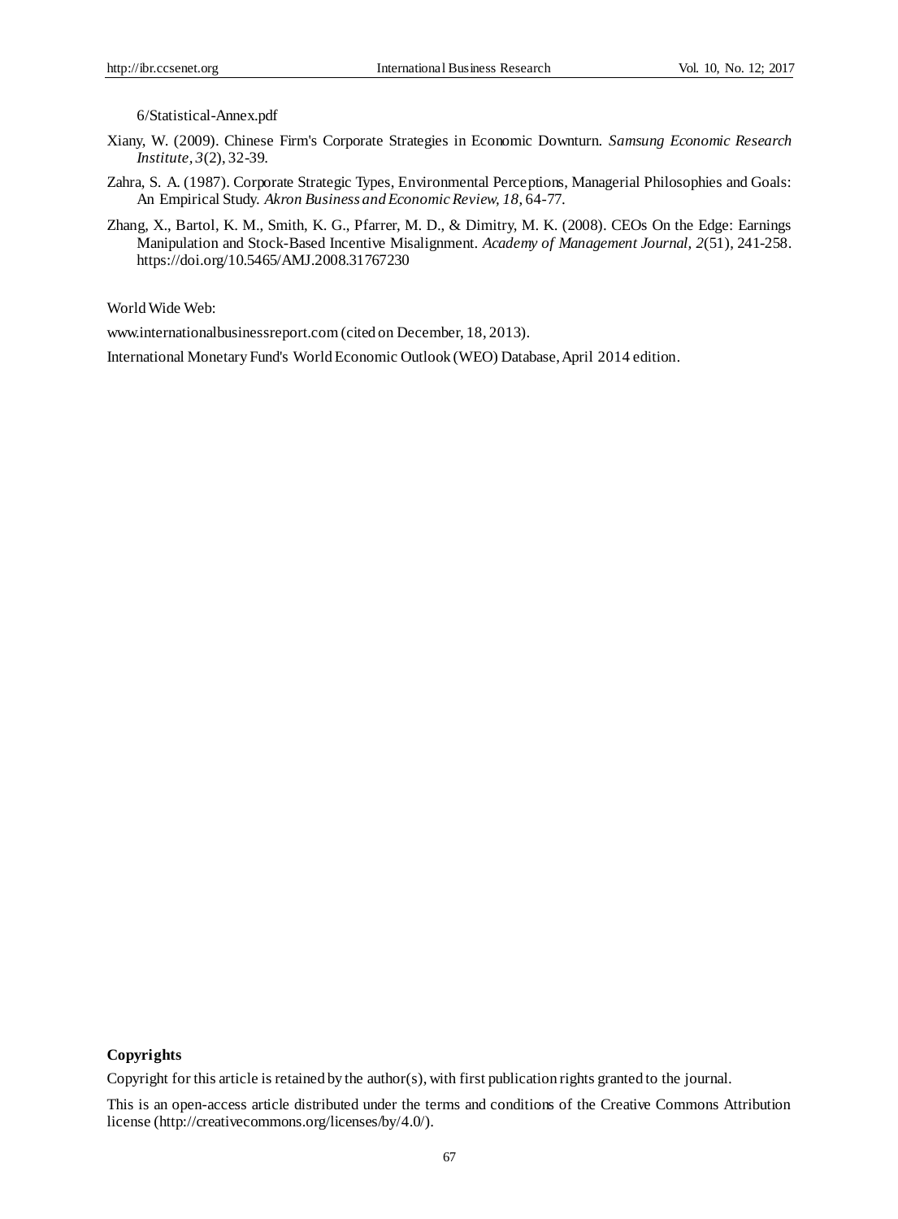6/Statistical-Annex.pdf

Xiany, W. (2009). Chinese Firm's Corporate Strategies in Economic Downturn. *Samsung Economic Research Institute, 3*(2), 32-39.

Zahra, S. A. (1987). Corporate Strategic Types, Environmental Perceptions, Managerial Philosophies and Goals: An Empirical Study. *Akron Business and Economic Review, 18*, 64-77.

Zhang, X., Bartol, K. M., Smith, K. G., Pfarrer, M. D., & Dimitry, M. K. (2008). CEOs On the Edge: Earnings Manipulation and Stock-Based Incentive Misalignment. *Academy of Management Journal, 2*(51), 241-258. https://doi.org/10.5465/AMJ.2008.31767230

World Wide Web:

www.internationalbusinessreport.com (cited on December, 18, 2013).

International Monetary Fund's World Economic Outlook (WEO) Database, April 2014 edition.

**Copyrights**

Copyright for this article is retained by the author(s), with first publication rights granted to the journal.

This is an open-access article distributed under the terms and conditions of the Creative Commons Attribution license (http://creativecommons.org/licenses/by/4.0/).